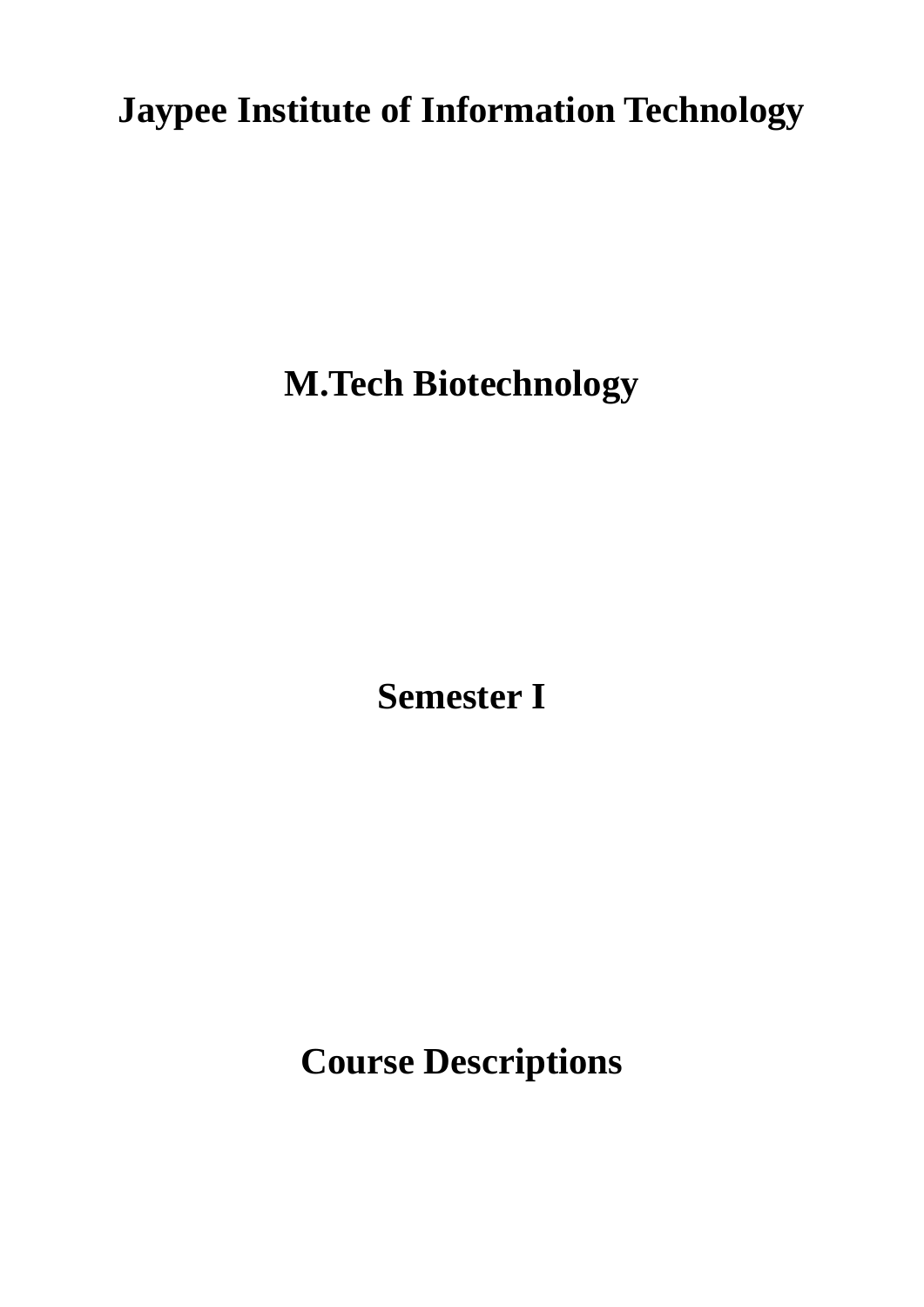# Jaypee Institute of Information Technology

# M.Tech Biotechnology

# Semester I

# Course Descriptions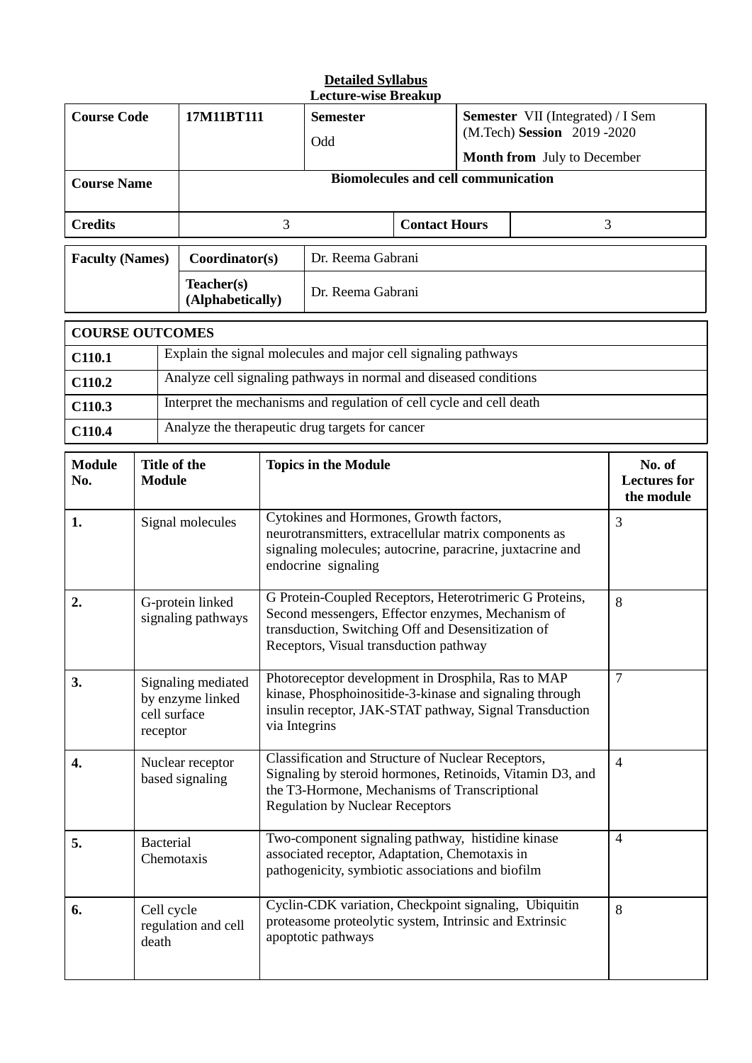**Detailed Syllabus**
**Lecture-wise Breakup**

| | | | |
|---|---|---|---|
| **Course Code** | **17M11BT111** | **Semester** Odd | **Semester** VII (Integrated) / I Sem (M.Tech) **Session** 2019 -2020<br>**Month from** July to December |
| **Course Name** | **Biomolecules and cell communication** | | |
| **Credits** | 3 | **Contact Hours** | 3 |

| | | |
|---|---|---|
| **Faculty (Names)** | **Coordinator(s)** | Dr. Reema Gabrani |
| | **Teacher(s) (Alphabetically)** | Dr. Reema Gabrani |

| **COURSE OUTCOMES** | |
|---|---|
| **C110.1** | Explain the signal molecules and major cell signaling pathways |
| **C110.2** | Analyze cell signaling pathways in normal and diseased conditions |
| **C110.3** | Interpret the mechanisms and regulation of cell cycle and cell death |
| **C110.4** | Analyze the therapeutic drug targets for cancer |

| **Module No.** | **Title of the Module** | **Topics in the Module** | **No. of Lectures for the module** |
|---|---|---|---|
| **1.** | Signal molecules | Cytokines and Hormones, Growth factors, neurotransmitters, extracellular matrix components as signaling molecules; autocrine, paracrine, juxtacrine and endocrine signaling | 3 |
| **2.** | G-protein linked signaling pathways | G Protein-Coupled Receptors, Heterotrimeric G Proteins, Second messengers, Effector enzymes, Mechanism of transduction, Switching Off and Desensitization of Receptors, Visual transduction pathway | 8 |
| **3.** | Signaling mediated by enzyme linked cell surface receptor | Photoreceptor development in Drosphila, Ras to MAP kinase, Phosphoinositide-3-kinase and signaling through insulin receptor, JAK-STAT pathway, Signal Transduction via Integrins | 7 |
| **4.** | Nuclear receptor based signaling | Classification and Structure of Nuclear Receptors, Signaling by steroid hormones, Retinoids, Vitamin D3, and the T3-Hormone, Mechanisms of Transcriptional Regulation by Nuclear Receptors | 4 |
| **5.** | Bacterial Chemotaxis | Two-component signaling pathway, histidine kinase associated receptor, Adaptation, Chemotaxis in pathogenicity, symbiotic associations and biofilm | 4 |
| **6.** | Cell cycle regulation and cell death | Cyclin-CDK variation, Checkpoint signaling, Ubiquitin proteasome proteolytic system, Intrinsic and Extrinsic apoptotic pathways | 8 |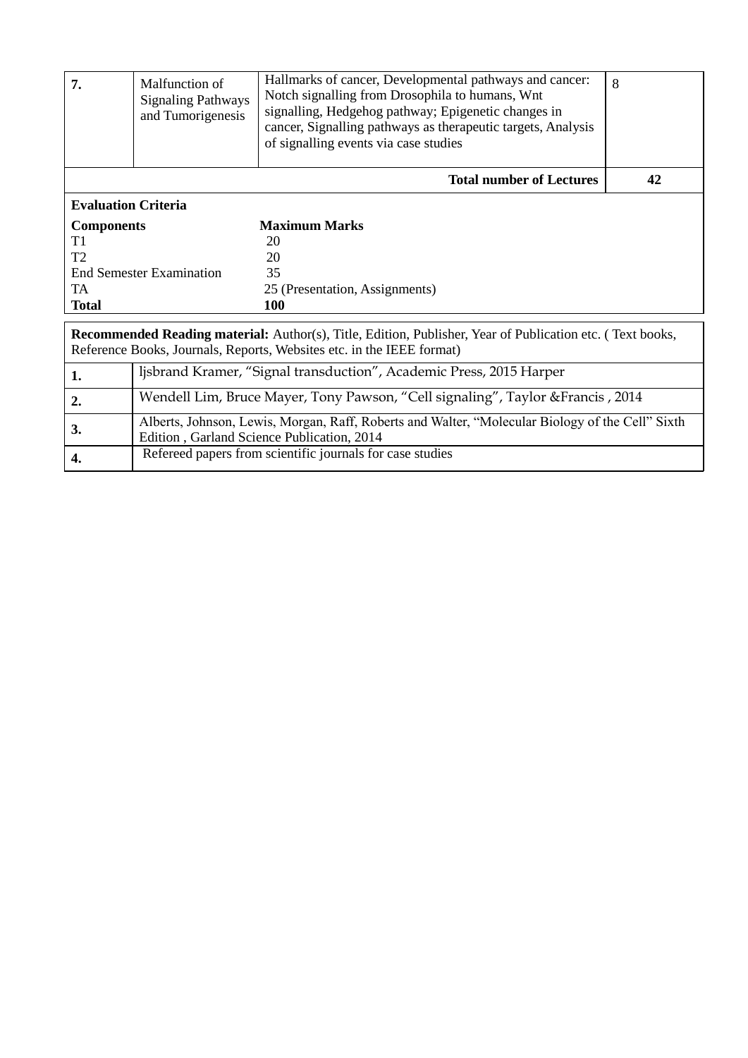| | | | |
|---|---|---|---|
| **7.** | Malfunction of Signaling Pathways and Tumorigenesis | Hallmarks of cancer, Developmental pathways and cancer: Notch signalling from Drosophila to humans, Wnt signalling, Hedgehog pathway; Epigenetic changes in cancer, Signalling pathways as therapeutic targets, Analysis of signalling events via case studies | 8 |
| | | **Total number of Lectures** | **42** |

**Evaluation Criteria**

| **Components** | **Maximum Marks** |
|---|---|
| T1 | 20 |
| T2 | 20 |
| End Semester Examination | 35 |
| TA | 25 (Presentation, Assignments) |
| **Total** | **100** |

**Recommended Reading material:** Author(s), Title, Edition, Publisher, Year of Publication etc. ( Text books, Reference Books, Journals, Reports, Websites etc. in the IEEE format)

| | |
|---|---|
| **1.** | ljsbrand Kramer, "Signal transduction", Academic Press, 2015 Harper |
| **2.** | Wendell Lim, Bruce Mayer, Tony Pawson, "Cell signaling", Taylor &Francis , 2014 |
| **3.** | Alberts, Johnson, Lewis, Morgan, Raff, Roberts and Walter, "Molecular Biology of the Cell" Sixth Edition , Garland Science Publication, 2014 |
| **4.** | Refereed papers from scientific journals for case studies |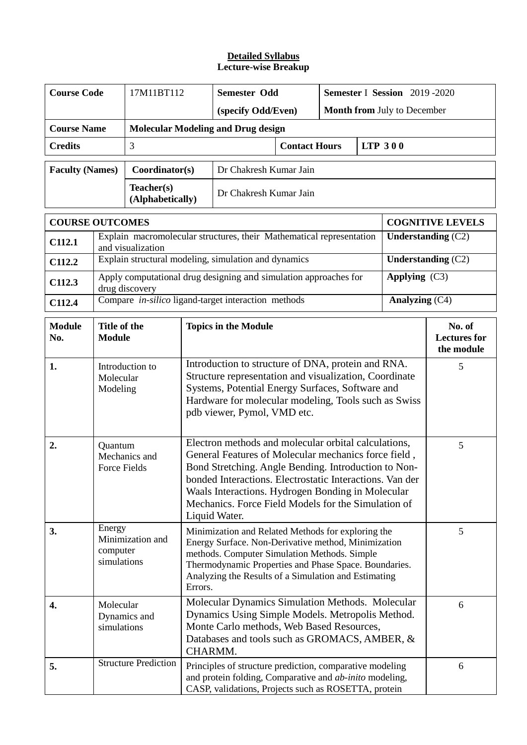**Detailed Syllabus**
**Lecture-wise Breakup**

| | | | |
|---|---|---|---|
| **Course Code** | 17M11BT112 | **Semester Odd (specify Odd/Even)** | **Semester** I **Session** 2019 -2020 **Month from** July to December |
| **Course Name** | **Molecular Modeling and Drug design** | | |
| **Credits** | 3 | **Contact Hours** | **LTP 3 0 0** |

| | | |
|---|---|---|
| **Faculty (Names)** | **Coordinator(s)** | Dr Chakresh Kumar Jain |
| | **Teacher(s) (Alphabetically)** | Dr Chakresh Kumar Jain |

| **COURSE OUTCOMES** | | **COGNITIVE LEVELS** |
|---|---|---|
| **C112.1** | Explain macromolecular structures, their Mathematical representation and visualization | **Understanding** (C2) |
| **C112.2** | Explain structural modeling, simulation and dynamics | **Understanding** (C2) |
| **C112.3** | Apply computational drug designing and simulation approaches for drug discovery | **Applying** (C3) |
| **C112.4** | Compare *in-silico* ligand-target interaction methods | **Analyzing** (C4) |

| **Module No.** | **Title of the Module** | **Topics in the Module** | **No. of Lectures for the module** |
|---|---|---|---|
| **1.** | Introduction to Molecular Modeling | Introduction to structure of DNA, protein and RNA. Structure representation and visualization, Coordinate Systems, Potential Energy Surfaces, Software and Hardware for molecular modeling, Tools such as Swiss pdb viewer, Pymol, VMD etc. | 5 |
| **2.** | Quantum Mechanics and Force Fields | Electron methods and molecular orbital calculations, General Features of Molecular mechanics force field , Bond Stretching. Angle Bending. Introduction to Non-bonded Interactions. Electrostatic Interactions. Van der Waals Interactions. Hydrogen Bonding in Molecular Mechanics. Force Field Models for the Simulation of Liquid Water. | 5 |
| **3.** | Energy Minimization and computer simulations | Minimization and Related Methods for exploring the Energy Surface. Non-Derivative method, Minimization methods. Computer Simulation Methods. Simple Thermodynamic Properties and Phase Space. Boundaries. Analyzing the Results of a Simulation and Estimating Errors. | 5 |
| **4.** | Molecular Dynamics and simulations | Molecular Dynamics Simulation Methods. Molecular Dynamics Using Simple Models. Metropolis Method. Monte Carlo methods, Web Based Resources, Databases and tools such as GROMACS, AMBER, & CHARMM. | 6 |
| **5.** | Structure Prediction | Principles of structure prediction, comparative modeling and protein folding, Comparative and *ab-inito* modeling, CASP, validations, Projects such as ROSETTA, protein | 6 |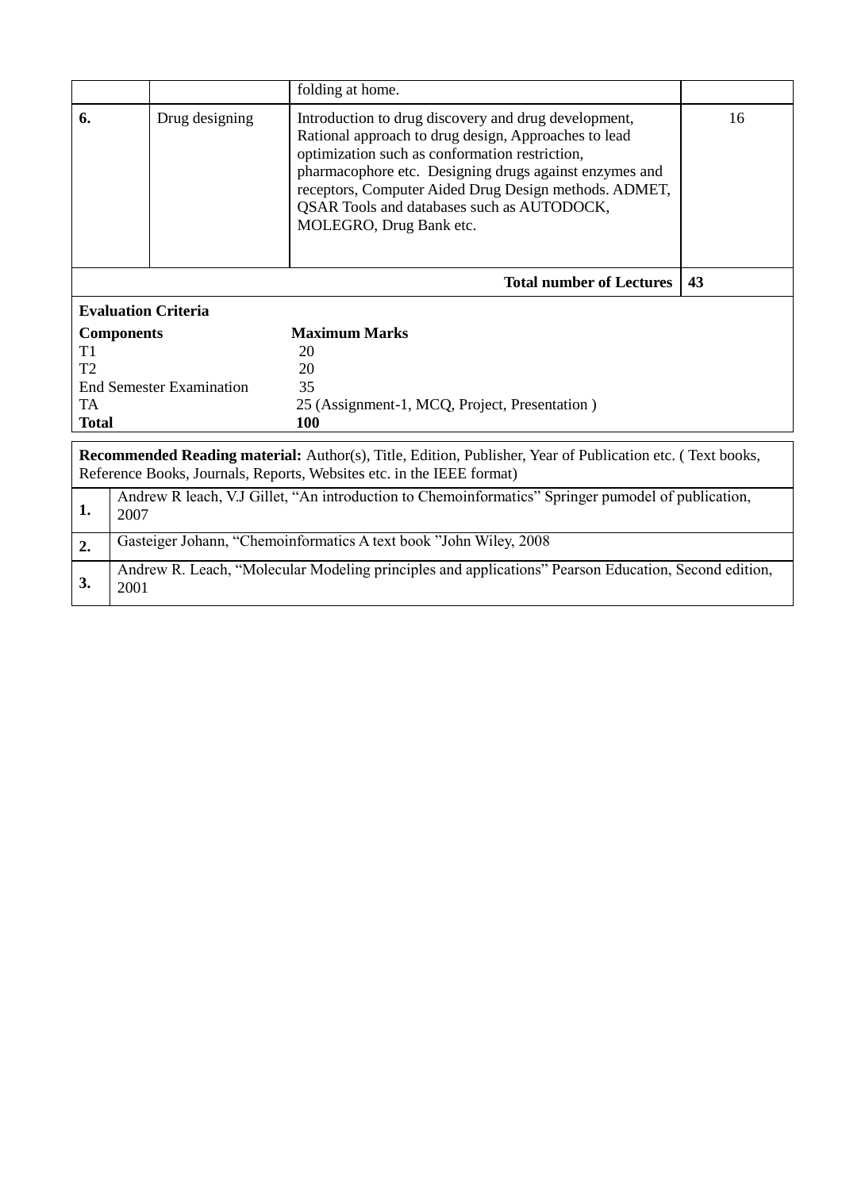| | | | |
|---|---|---|---|
| | | folding at home. | |
| **6.** | Drug designing | Introduction to drug discovery and drug development, Rational approach to drug design, Approaches to lead optimization such as conformation restriction, pharmacophore etc. Designing drugs against enzymes and receptors, Computer Aided Drug Design methods. ADMET, QSAR Tools and databases such as AUTODOCK, MOLEGRO, Drug Bank etc. | 16 |
| | | **Total number of Lectures** | **43** |

**Evaluation Criteria**

| **Components** | **Maximum Marks** |
|---|---|
| T1 | 20 |
| T2 | 20 |
| End Semester Examination | 35 |
| TA | 25 (Assignment-1, MCQ, Project, Presentation ) |
| **Total** | **100** |

**Recommended Reading material:** Author(s), Title, Edition, Publisher, Year of Publication etc. ( Text books, Reference Books, Journals, Reports, Websites etc. in the IEEE format)

| | |
|---|---|
| **1.** | Andrew R leach, V.J Gillet, "An introduction to Chemoinformatics" Springer pumodel of publication, 2007 |
| **2.** | Gasteiger Johann, "Chemoinformatics A text book "John Wiley, 2008 |
| **3.** | Andrew R. Leach, "Molecular Modeling principles and applications" Pearson Education, Second edition, 2001 |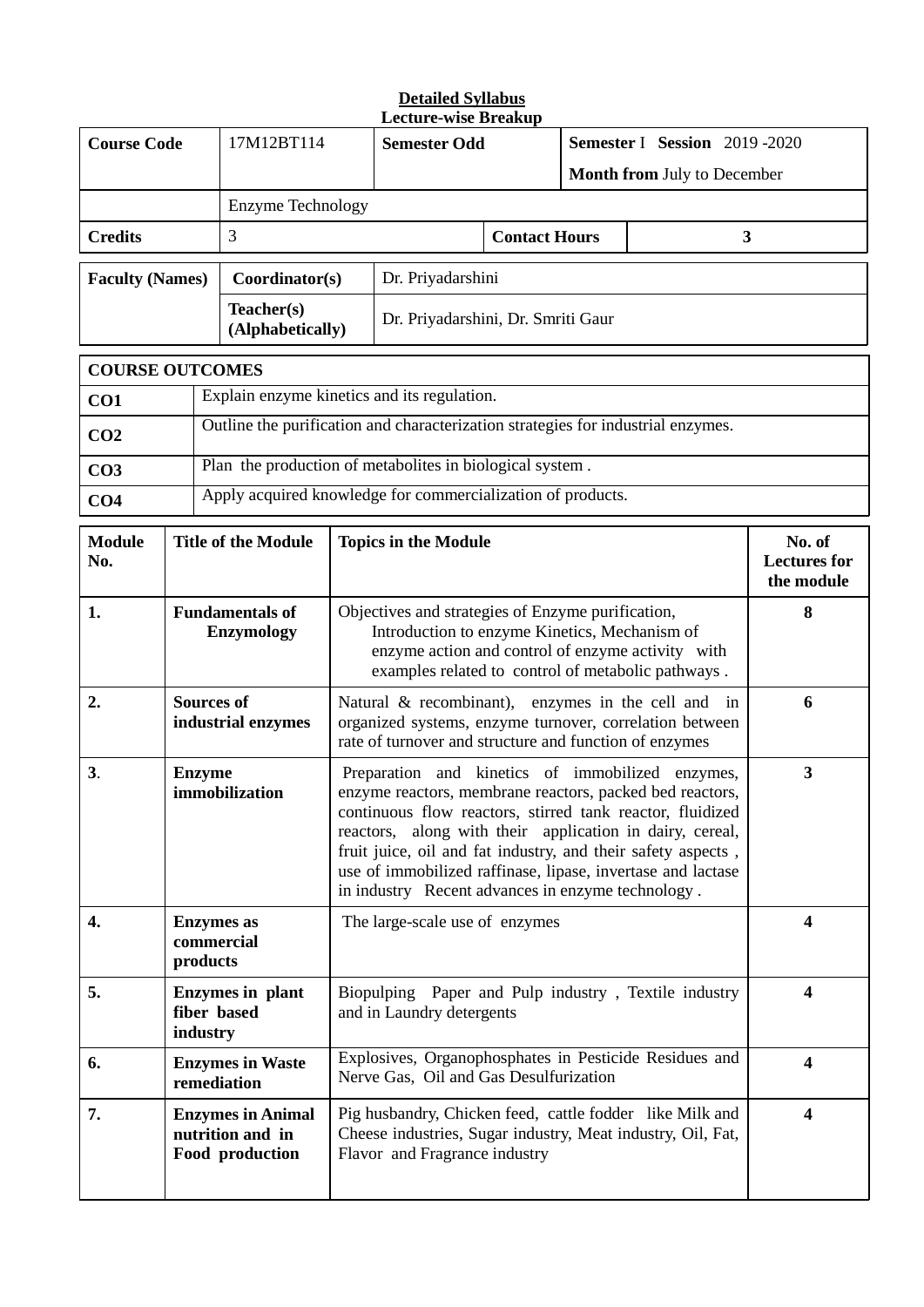**Detailed Syllabus**
**Lecture-wise Breakup**

| | | | | |
|---|---|---|---|---|
| **Course Code** | 17M12BT114 | **Semester Odd** | | **Semester** I **Session** 2019 -2020<br>**Month from** July to December |
| | Enzyme Technology | | | |
| **Credits** | 3 | | **Contact Hours** | 3 |

| | | |
|---|---|---|
| **Faculty (Names)** | **Coordinator(s)** | Dr. Priyadarshini |
| | **Teacher(s) (Alphabetically)** | Dr. Priyadarshini, Dr. Smriti Gaur |

| **COURSE OUTCOMES** | |
|---|---|
| **CO1** | Explain enzyme kinetics and its regulation. |
| **CO2** | Outline the purification and characterization strategies for industrial enzymes. |
| **CO3** | Plan the production of metabolites in biological system . |
| **CO4** | Apply acquired knowledge for commercialization of products. |

| **Module No.** | **Title of the Module** | **Topics in the Module** | **No. of Lectures for the module** |
|---|---|---|---|
| **1.** | **Fundamentals of Enzymology** | Objectives and strategies of Enzyme purification, Introduction to enzyme Kinetics, Mechanism of enzyme action and control of enzyme activity with examples related to control of metabolic pathways . | **8** |
| **2.** | **Sources of industrial enzymes** | Natural & recombinant), enzymes in the cell and in organized systems, enzyme turnover, correlation between rate of turnover and structure and function of enzymes | **6** |
| **3**. | **Enzyme immobilization** | Preparation and kinetics of immobilized enzymes, enzyme reactors, membrane reactors, packed bed reactors, continuous flow reactors, stirred tank reactor, fluidized reactors, along with their application in dairy, cereal, fruit juice, oil and fat industry, and their safety aspects , use of immobilized raffinase, lipase, invertase and lactase in industry Recent advances in enzyme technology . | **3** |
| **4.** | **Enzymes as commercial products** | The large-scale use of enzymes | **4** |
| **5.** | **Enzymes in plant fiber based industry** | Biopulping Paper and Pulp industry , Textile industry and in Laundry detergents | **4** |
| **6.** | **Enzymes in Waste remediation** | Explosives, Organophosphates in Pesticide Residues and Nerve Gas, Oil and Gas Desulfurization | **4** |
| **7.** | **Enzymes in Animal nutrition and in Food production** | Pig husbandry, Chicken feed, cattle fodder like Milk and Cheese industries, Sugar industry, Meat industry, Oil, Fat, Flavor and Fragrance industry | **4** |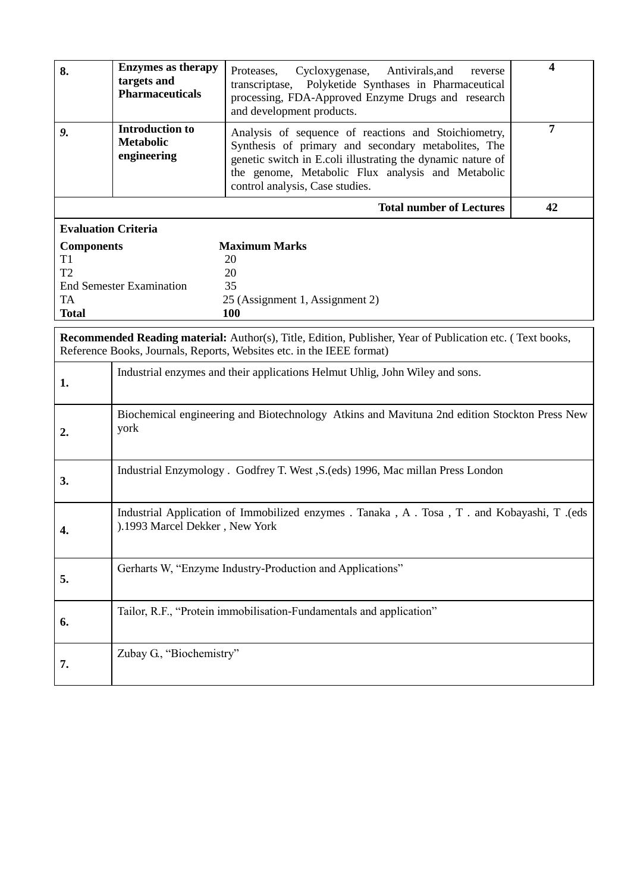| | | | |
|---|---|---|---|
| **8.** | **Enzymes as therapy targets and Pharmaceuticals** | Proteases, Cycloxygenase, Antivirals,and reverse transcriptase, Polyketide Synthases in Pharmaceutical processing, FDA-Approved Enzyme Drugs and research and development products. | **4** |
| ***9.*** | **Introduction to Metabolic engineering** | Analysis of sequence of reactions and Stoichiometry, Synthesis of primary and secondary metabolites, The genetic switch in E.coli illustrating the dynamic nature of the genome, Metabolic Flux analysis and Metabolic control analysis, Case studies. | **7** |
| | | **Total number of Lectures** | **42** |

**Evaluation Criteria**

| **Components** | **Maximum Marks** |
|---|---|
| T1 | 20 |
| T2 | 20 |
| End Semester Examination | 35 |
| TA | 25 (Assignment 1, Assignment 2) |
| **Total** | **100** |

**Recommended Reading material:** Author(s), Title, Edition, Publisher, Year of Publication etc. ( Text books, Reference Books, Journals, Reports, Websites etc. in the IEEE format)

| | |
|---|---|
| **1.** | Industrial enzymes and their applications Helmut Uhlig, John Wiley and sons. |
| **2.** | Biochemical engineering and Biotechnology Atkins and Mavituna 2nd edition Stockton Press New york |
| **3.** | Industrial Enzymology . Godfrey T. West ,S.(eds) 1996, Mac millan Press London |
| **4.** | Industrial Application of Immobilized enzymes . Tanaka , A . Tosa , T . and Kobayashi, T .(eds ).1993 Marcel Dekker , New York |
| **5.** | Gerharts W, "Enzyme Industry-Production and Applications" |
| **6.** | Tailor, R.F., "Protein immobilisation-Fundamentals and application" |
| **7.** | Zubay G., "Biochemistry" |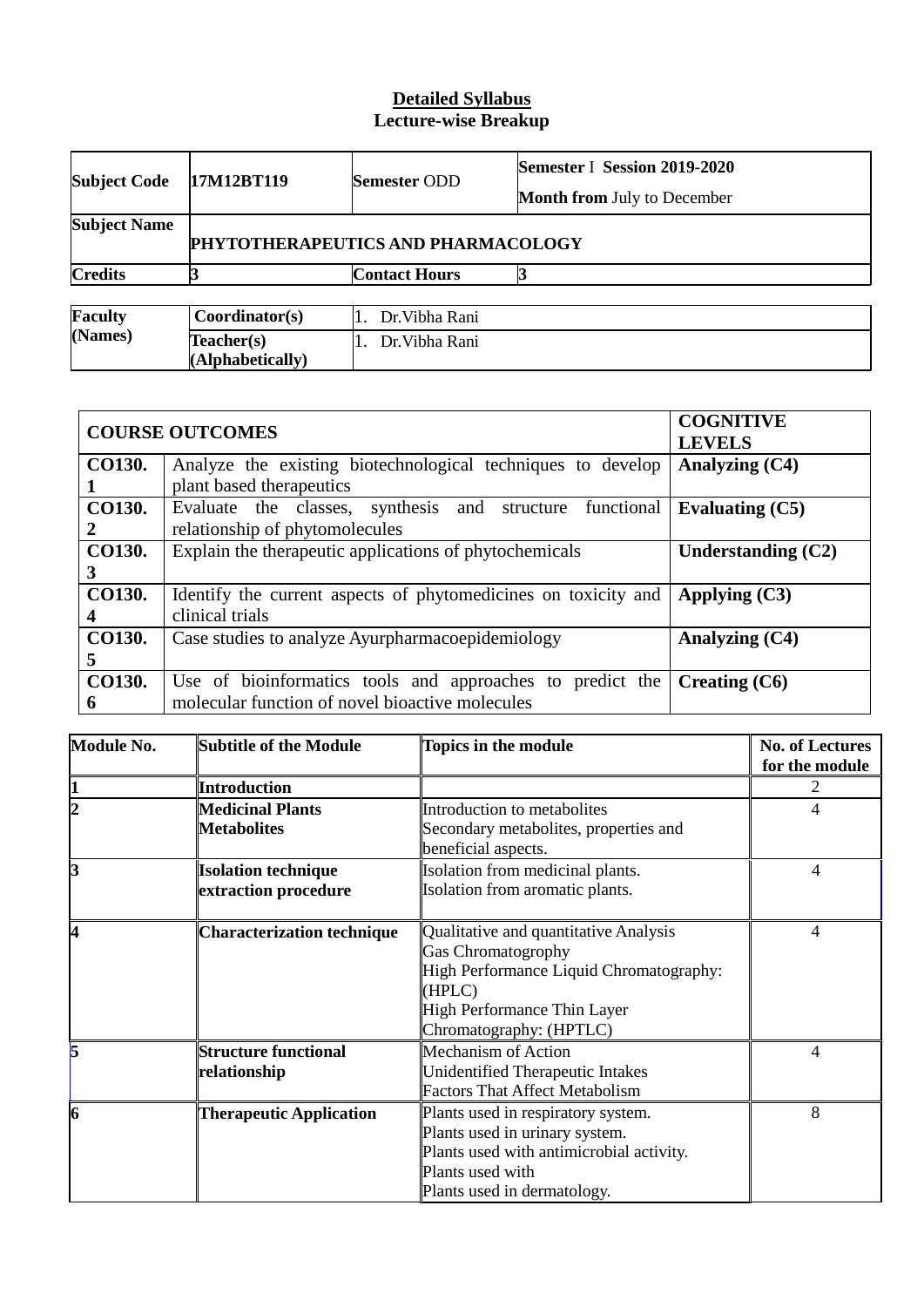**Detailed Syllabus**
**Lecture-wise Breakup**

| | | | |
|---|---|---|---|
| **Subject Code** | **17M12BT119** | **Semester** ODD | **Semester** I **Session 2019-2020**<br>**Month from** July to December |
| **Subject Name** | **PHYTOTHERAPEUTICS AND PHARMACOLOGY** | | |
| **Credits** | **3** | **Contact Hours** | **3** |

| | | |
|---|---|---|
| **Faculty (Names)** | **Coordinator(s)** | 1. Dr.Vibha Rani |
| | **Teacher(s) (Alphabetically)** | 1. Dr.Vibha Rani |

| **COURSE OUTCOMES** | | **COGNITIVE LEVELS** |
|---|---|---|
| **CO130.1** | Analyze the existing biotechnological techniques to develop plant based therapeutics | **Analyzing (C4)** |
| **CO130.2** | Evaluate the classes, synthesis and structure functional relationship of phytomolecules | **Evaluating (C5)** |
| **CO130.3** | Explain the therapeutic applications of phytochemicals | **Understanding (C2)** |
| **CO130.4** | Identify the current aspects of phytomedicines on toxicity and clinical trials | **Applying (C3)** |
| **CO130.5** | Case studies to analyze Ayurpharmacoepidemiology | **Analyzing (C4)** |
| **CO130.6** | Use of bioinformatics tools and approaches to predict the molecular function of novel bioactive molecules | **Creating (C6)** |

| **Module No.** | **Subtitle of the Module** | **Topics in the module** | **No. of Lectures for the module** |
|---|---|---|---|
| **1** | **Introduction** | | 2 |
| **2** | **Medicinal Plants Metabolites** | Introduction to metabolites<br>Secondary metabolites, properties and beneficial aspects. | 4 |
| **3** | **Isolation technique extraction procedure** | Isolation from medicinal plants.<br>Isolation from aromatic plants. | 4 |
| **4** | **Characterization technique** | Qualitative and quantitative Analysis<br>Gas Chromatogrophy<br>High Performance Liquid Chromatography: (HPLC)<br>High Performance Thin Layer Chromatography: (HPTLC) | 4 |
| **5** | **Structure functional relationship** | Mechanism of Action<br>Unidentified Therapeutic Intakes<br>Factors That Affect Metabolism | 4 |
| **6** | **Therapeutic Application** | Plants used in respiratory system.<br>Plants used in urinary system.<br>Plants used with antimicrobial activity.<br>Plants used with<br>Plants used in dermatology. | 8 |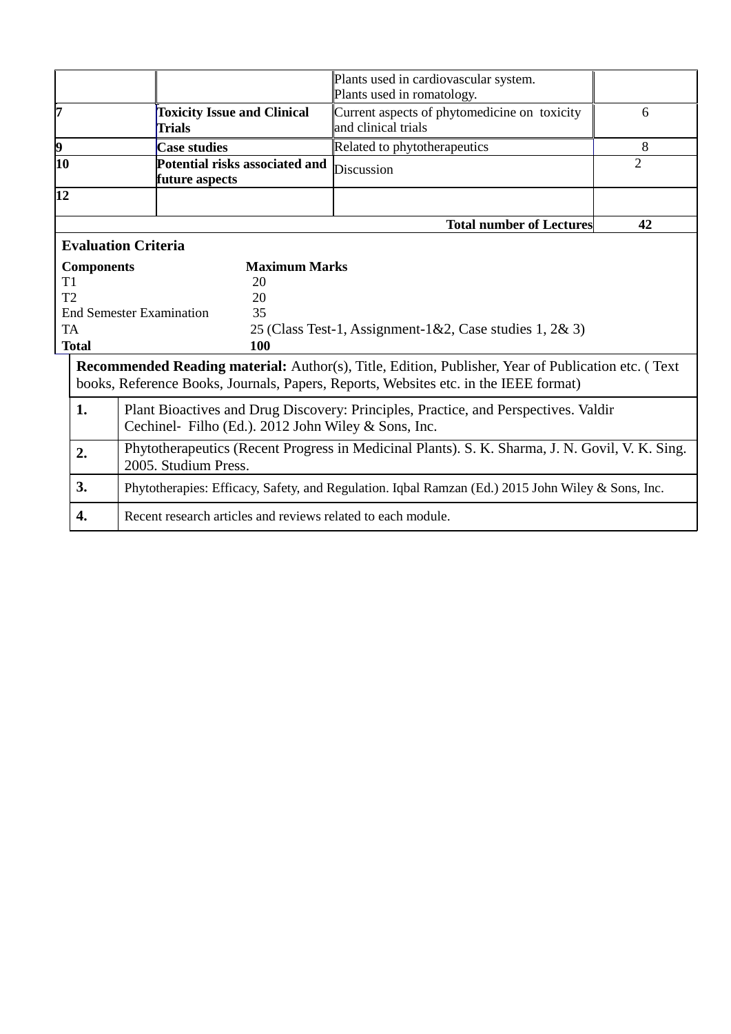| | | | |
|---|---|---|---|
| | | Plants used in cardiovascular system.<br>Plants used in romatology. | |
| **7** | **Toxicity Issue and Clinical Trials** | Current aspects of phytomedicine on toxicity and clinical trials | 6 |
| **9** | **Case studies** | Related to phytotherapeutics | 8 |
| **10** | **Potential risks associated and future aspects** | Discussion | 2 |
| **12** | | | |
| | | **Total number of Lectures** | **42** |

**Evaluation Criteria**

| **Components** | **Maximum Marks** |
|---|---|
| T1 | 20 |
| T2 | 20 |
| End Semester Examination | 35 |
| TA | 25 (Class Test-1, Assignment-1&2, Case studies 1, 2& 3) |
| **Total** | **100** |

**Recommended Reading material:** Author(s), Title, Edition, Publisher, Year of Publication etc. ( Text books, Reference Books, Journals, Papers, Reports, Websites etc. in the IEEE format)

| | |
|---|---|
| **1.** | Plant Bioactives and Drug Discovery: Principles, Practice, and Perspectives. Valdir Cechinel- Filho (Ed.). 2012 John Wiley & Sons, Inc. |
| **2.** | Phytotherapeutics (Recent Progress in Medicinal Plants). S. K. Sharma, J. N. Govil, V. K. Sing. 2005. Studium Press. |
| **3.** | Phytotherapies: Efficacy, Safety, and Regulation. Iqbal Ramzan (Ed.) 2015 John Wiley & Sons, Inc. |
| **4.** | Recent research articles and reviews related to each module. |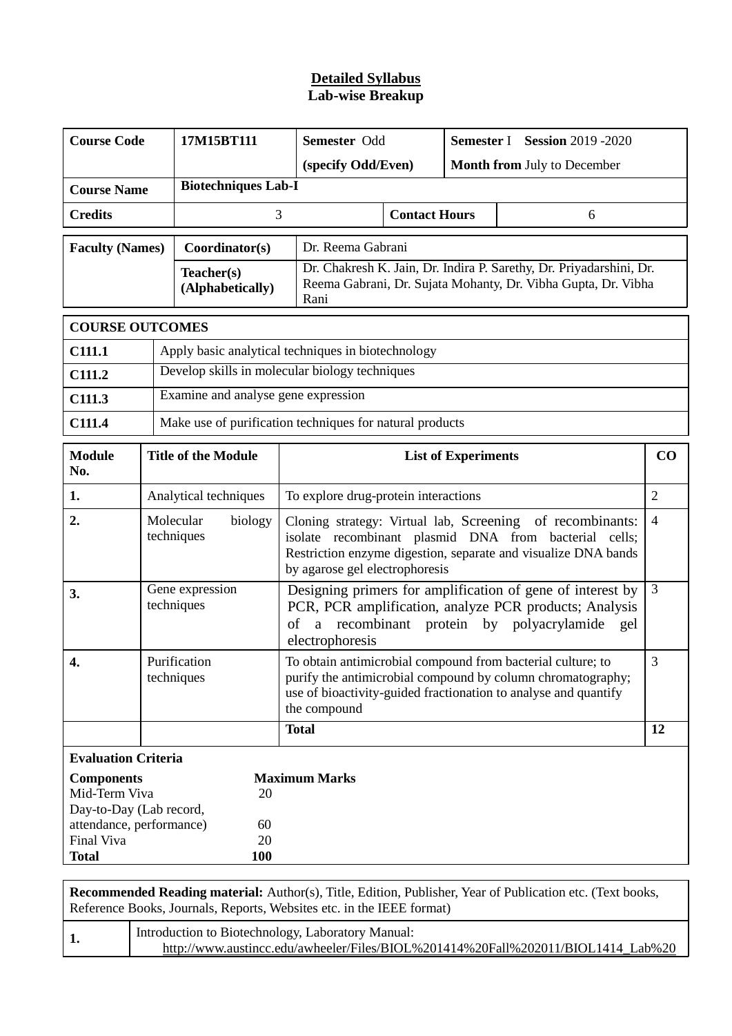# Detailed Syllabus
## Lab-wise Breakup

| | | | | | |
|---|---|---|---|---|---|
| **Course Code** | **17M15BT111** | **Semester** Odd **(specify Odd/Even)** | | **Semester** I **Session** 2019 -2020 **Month from** July to December | |
| **Course Name** | **Biotechniques Lab-I** | | | | |
| **Credits** | 3 | | **Contact Hours** | 6 | |

| | | |
|---|---|---|
| **Faculty (Names)** | **Coordinator(s)** | Dr. Reema Gabrani |
| | **Teacher(s) (Alphabetically)** | Dr. Chakresh K. Jain, Dr. Indira P. Sarethy, Dr. Priyadarshini, Dr. Reema Gabrani, Dr. Sujata Mohanty, Dr. Vibha Gupta, Dr. Vibha Rani |

| **COURSE OUTCOMES** | |
|---|---|
| **C111.1** | Apply basic analytical techniques in biotechnology |
| **C111.2** | Develop skills in molecular biology techniques |
| **C111.3** | Examine and analyse gene expression |
| **C111.4** | Make use of purification techniques for natural products |

| **Module No.** | **Title of the Module** | **List of Experiments** | **CO** |
|---|---|---|---|
| **1.** | Analytical techniques | To explore drug-protein interactions | 2 |
| **2.** | Molecular biology techniques | Cloning strategy: Virtual lab, Screening of recombinants: isolate recombinant plasmid DNA from bacterial cells; Restriction enzyme digestion, separate and visualize DNA bands by agarose gel electrophoresis | 4 |
| **3.** | Gene expression techniques | Designing primers for amplification of gene of interest by PCR, PCR amplification, analyze PCR products; Analysis of a recombinant protein by polyacrylamide gel electrophoresis | 3 |
| **4.** | Purification techniques | To obtain antimicrobial compound from bacterial culture; to purify the antimicrobial compound by column chromatography; use of bioactivity-guided fractionation to analyse and quantify the compound | 3 |
| | | **Total** | **12** |

**Evaluation Criteria**

| **Components** | **Maximum Marks** |
|---|---|
| Mid-Term Viva | 20 |
| Day-to-Day (Lab record, attendance, performance) | 60 |
| Final Viva | 20 |
| **Total** | **100** |

| **Recommended Reading material:** Author(s), Title, Edition, Publisher, Year of Publication etc. (Text books, Reference Books, Journals, Reports, Websites etc. in the IEEE format) | |
|---|---|
| **1.** | Introduction to Biotechnology, Laboratory Manual: http://www.austincc.edu/awheeler/Files/BIOL%201414%20Fall%202011/BIOL1414_Lab%20 |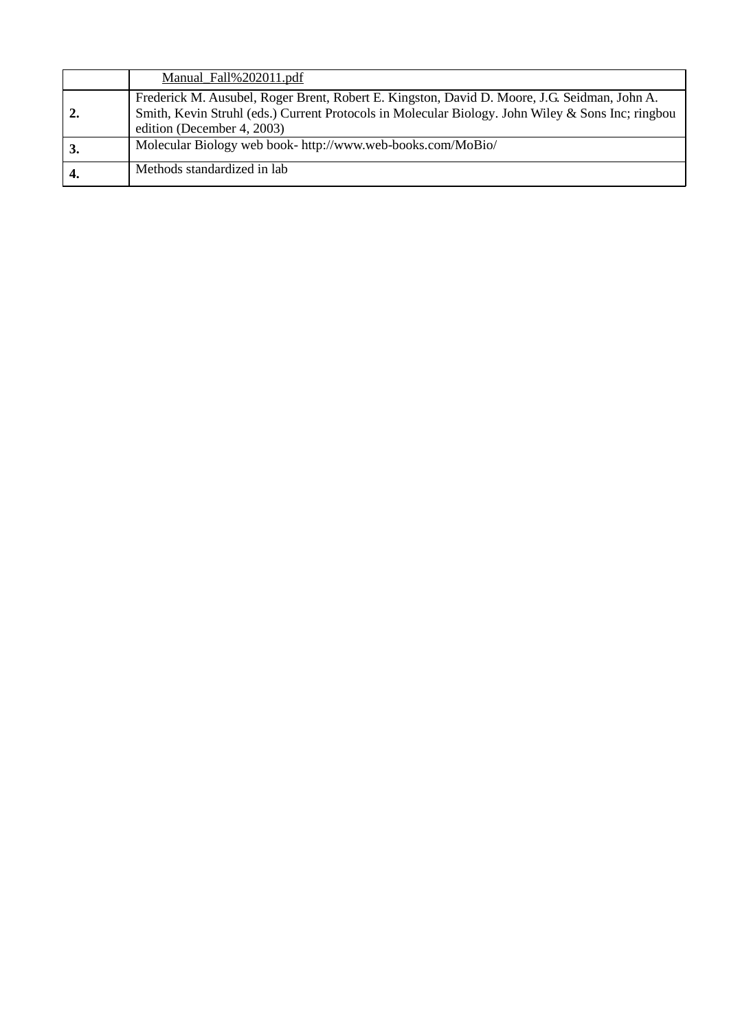| | |
|---|---|
| | Manual_Fall%202011.pdf |
| **2.** | Frederick M. Ausubel, Roger Brent, Robert E. Kingston, David D. Moore, J.G. Seidman, John A. Smith, Kevin Struhl (eds.) Current Protocols in Molecular Biology. John Wiley & Sons Inc; ringbou edition (December 4, 2003) |
| **3.** | Molecular Biology web book- http://www.web-books.com/MoBio/ |
| **4.** | Methods standardized in lab |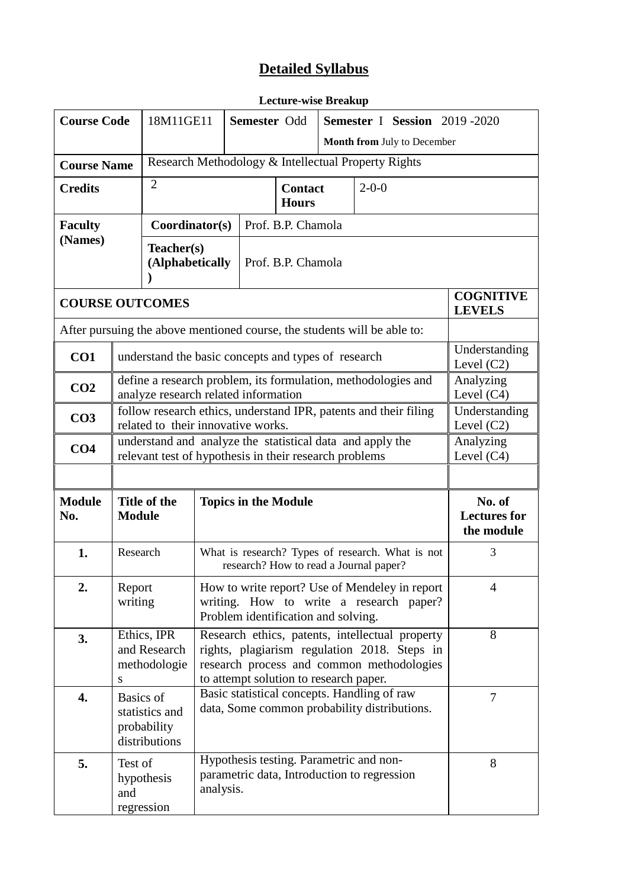# Detailed Syllabus

**Lecture-wise Breakup**

| | | | |
|---|---|---|---|
| **Course Code** | 18M11GE11 | **Semester** Odd | **Semester** I **Session** 2019 -2020 **Month from** July to December |
| **Course Name** | Research Methodology & Intellectual Property Rights | | |
| **Credits** | 2 | **Contact Hours** | 2-0-0 |
| **Faculty (Names)** | **Coordinator(s)** | Prof. B.P. Chamola | |
| | **Teacher(s) (Alphabetically)** | Prof. B.P. Chamola | |

| **COURSE OUTCOMES** | | **COGNITIVE LEVELS** |
|---|---|---|
| After pursuing the above mentioned course, the students will be able to: | | |
| **CO1** | understand the basic concepts and types of research | Understanding Level (C2) |
| **CO2** | define a research problem, its formulation, methodologies and analyze research related information | Analyzing Level (C4) |
| **CO3** | follow research ethics, understand IPR, patents and their filing related to their innovative works. | Understanding Level (C2) |
| **CO4** | understand and analyze the statistical data and apply the relevant test of hypothesis in their research problems | Analyzing Level (C4) |
| | | |

| **Module No.** | **Title of the Module** | **Topics in the Module** | **No. of Lectures for the module** |
|---|---|---|---|
| **1.** | Research | What is research? Types of research. What is not research? How to read a Journal paper? | 3 |
| **2.** | Report writing | How to write report? Use of Mendeley in report writing. How to write a research paper? Problem identification and solving. | 4 |
| **3.** | Ethics, IPR and Research methodologies | Research ethics, patents, intellectual property rights, plagiarism regulation 2018. Steps in research process and common methodologies to attempt solution to research paper. | 8 |
| **4.** | Basics of statistics and probability distributions | Basic statistical concepts. Handling of raw data, Some common probability distributions. | 7 |
| **5.** | Test of hypothesis and regression | Hypothesis testing. Parametric and non-parametric data, Introduction to regression analysis. | 8 |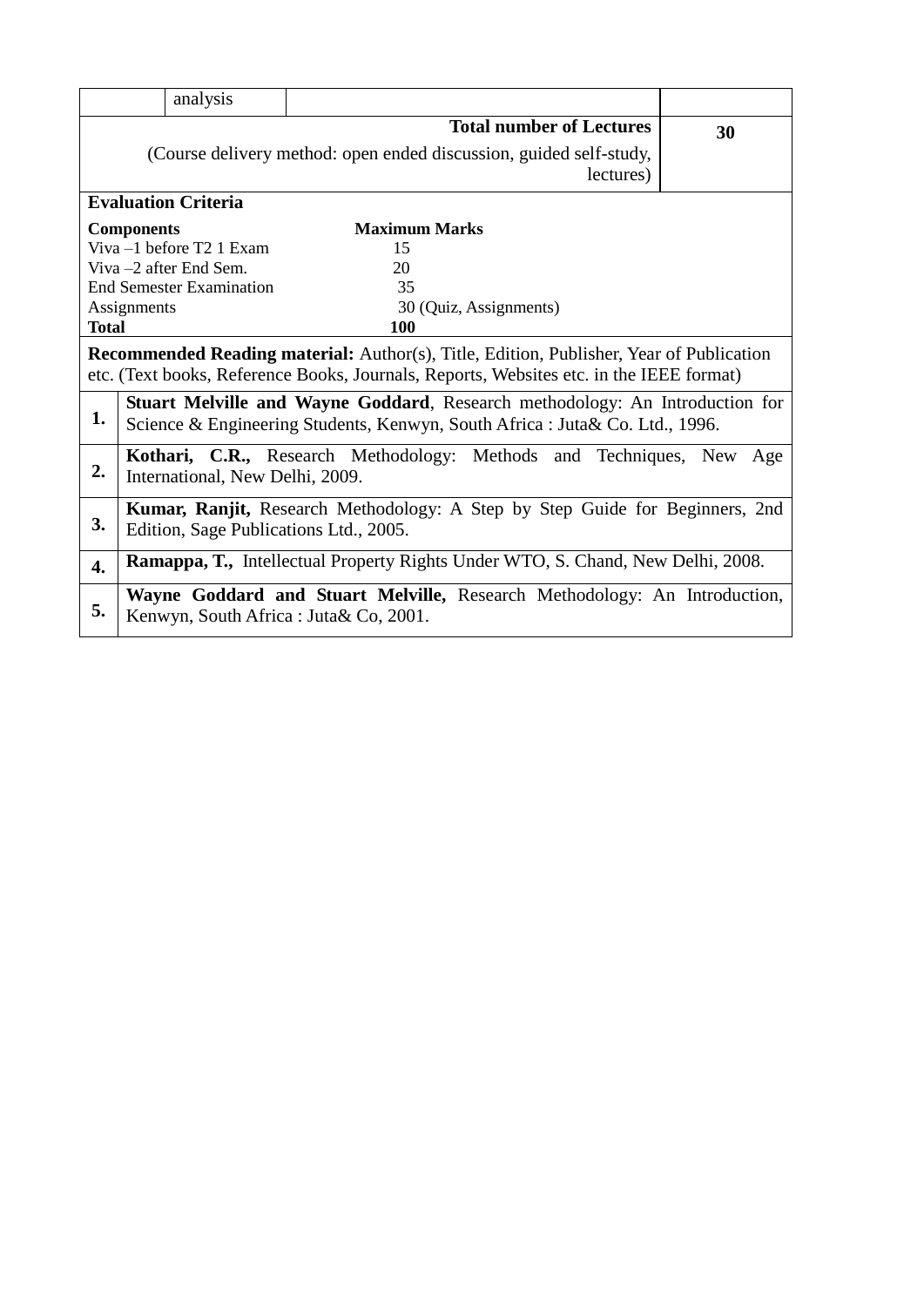| | | | |
|---|---|---|---|
| | analysis | | |
| | | **Total number of Lectures** (Course delivery method: open ended discussion, guided self-study, lectures) | **30** |

**Evaluation Criteria**

| **Components** | **Maximum Marks** |
|---|---|
| Viva –1 before T2 1 Exam | 15 |
| Viva –2 after End Sem. | 20 |
| End Semester Examination | 35 |
| Assignments | 30 (Quiz, Assignments) |
| **Total** | **100** |

**Recommended Reading material:** Author(s), Title, Edition, Publisher, Year of Publication etc. (Text books, Reference Books, Journals, Reports, Websites etc. in the IEEE format)

| | |
|---|---|
| **1.** | **Stuart Melville and Wayne Goddard**, Research methodology: An Introduction for Science & Engineering Students, Kenwyn, South Africa : Juta& Co. Ltd., 1996. |
| **2.** | **Kothari, C.R.,** Research Methodology: Methods and Techniques, New Age International, New Delhi, 2009. |
| **3.** | **Kumar, Ranjit,** Research Methodology: A Step by Step Guide for Beginners, 2nd Edition, Sage Publications Ltd., 2005. |
| **4.** | **Ramappa, T.,** Intellectual Property Rights Under WTO, S. Chand, New Delhi, 2008. |
| **5.** | **Wayne Goddard and Stuart Melville,** Research Methodology: An Introduction, Kenwyn, South Africa : Juta& Co, 2001. |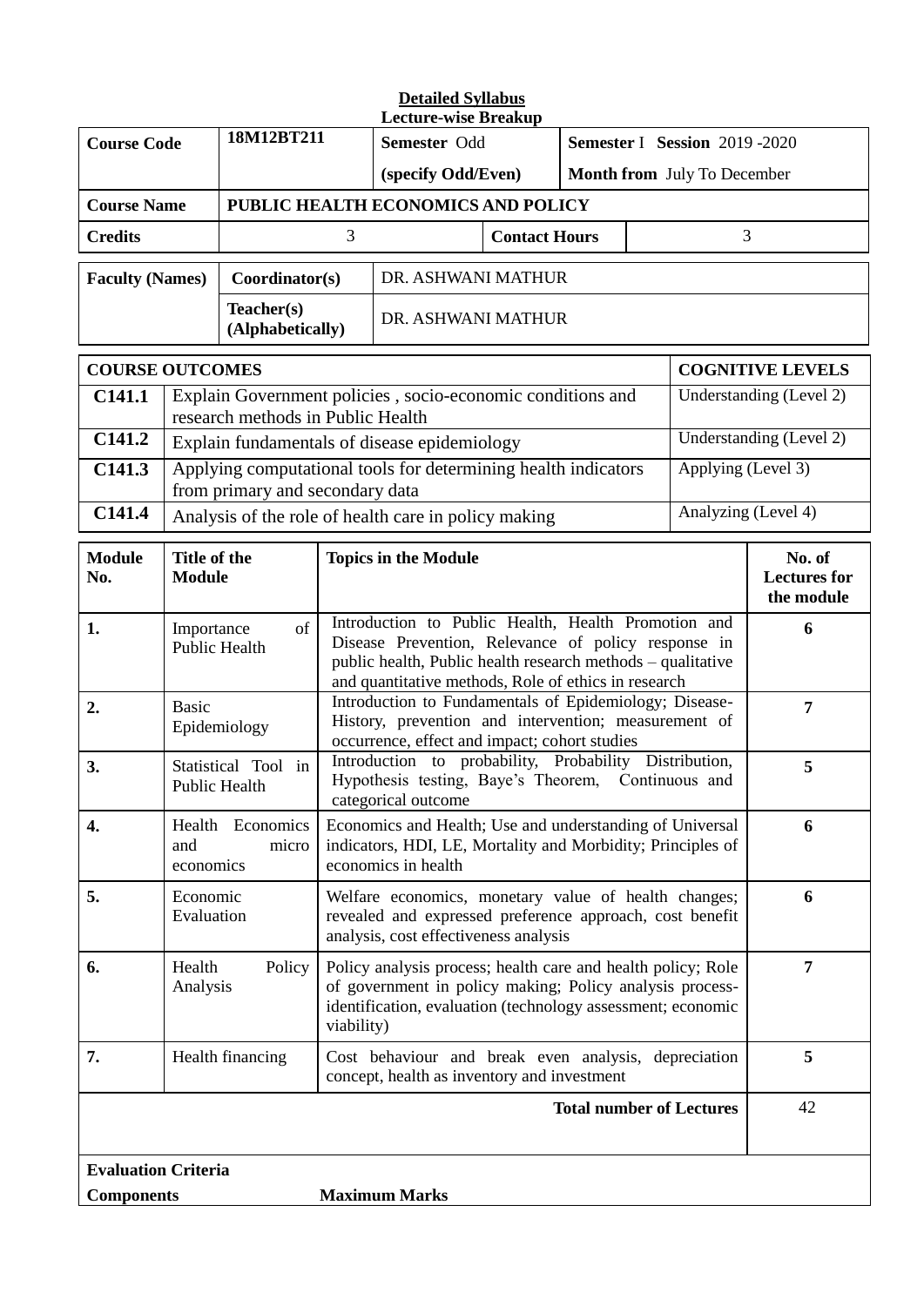## Detailed Syllabus

### Lecture-wise Breakup

| Course Code | 18M12BT211 | Semester Odd (specify Odd/Even) | Semester I Session 2019 -2020 Month from July To December |
|---|---|---|---|
| Course Name | PUBLIC HEALTH ECONOMICS AND POLICY | | |
| Credits | 3 | Contact Hours | 3 |

| Faculty (Names) | Coordinator(s) | DR. ASHWANI MATHUR |
|---|---|---|
| | Teacher(s) (Alphabetically) | DR. ASHWANI MATHUR |

| COURSE OUTCOMES | | COGNITIVE LEVELS |
|---|---|---|
| C141.1 | Explain Government policies , socio-economic conditions and research methods in Public Health | Understanding (Level 2) |
| C141.2 | Explain fundamentals of disease epidemiology | Understanding (Level 2) |
| C141.3 | Applying computational tools for determining health indicators from primary and secondary data | Applying (Level 3) |
| C141.4 | Analysis of the role of health care in policy making | Analyzing (Level 4) |

| Module No. | Title of the Module | Topics in the Module | No. of Lectures for the module |
|---|---|---|---|
| 1. | Importance of Public Health | Introduction to Public Health, Health Promotion and Disease Prevention, Relevance of policy response in public health, Public health research methods – qualitative and quantitative methods, Role of ethics in research | 6 |
| 2. | Basic Epidemiology | Introduction to Fundamentals of Epidemiology; Disease-History, prevention and intervention; measurement of occurrence, effect and impact; cohort studies | 7 |
| 3. | Statistical Tool in Public Health | Introduction to probability, Probability Distribution, Hypothesis testing, Baye's Theorem, Continuous and categorical outcome | 5 |
| 4. | Health Economics and micro economics | Economics and Health; Use and understanding of Universal indicators, HDI, LE, Mortality and Morbidity; Principles of economics in health | 6 |
| 5. | Economic Evaluation | Welfare economics, monetary value of health changes; revealed and expressed preference approach, cost benefit analysis, cost effectiveness analysis | 6 |
| 6. | Health Policy Analysis | Policy analysis process; health care and health policy; Role of government in policy making; Policy analysis process-identification, evaluation (technology assessment; economic viability) | 7 |
| 7. | Health financing | Cost behaviour and break even analysis, depreciation concept, health as inventory and investment | 5 |
| | | **Total number of Lectures** | 42 |

**Evaluation Criteria**

| Components | Maximum Marks |
|---|---|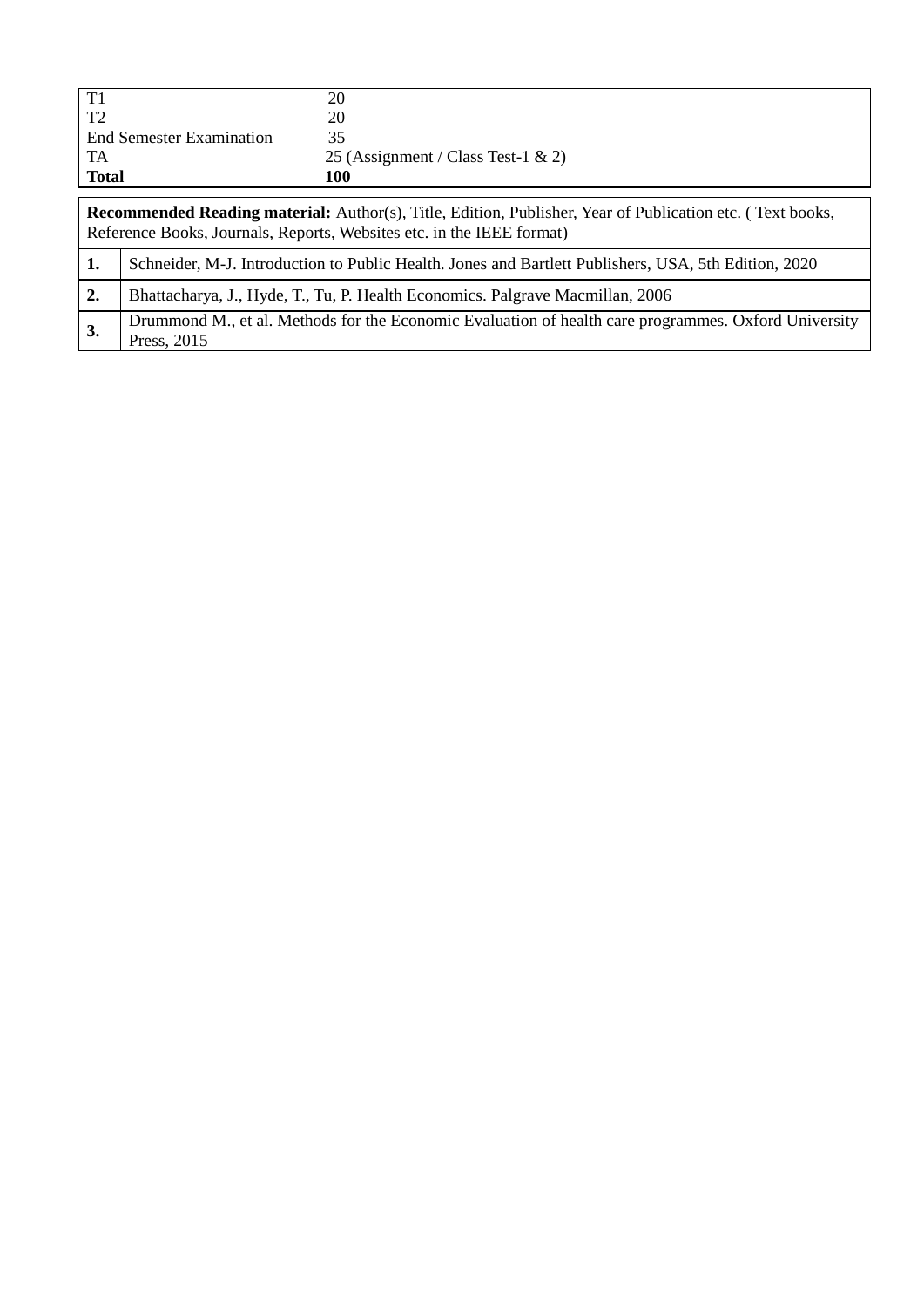| | |
|---|---|
| T1 | 20 |
| T2 | 20 |
| End Semester Examination | 35 |
| TA | 25 (Assignment / Class Test-1 & 2) |
| **Total** | **100** |

| **Recommended Reading material:** Author(s), Title, Edition, Publisher, Year of Publication etc. ( Text books, Reference Books, Journals, Reports, Websites etc. in the IEEE format) | |
|---|---|
| **1.** | Schneider, M-J. Introduction to Public Health. Jones and Bartlett Publishers, USA, 5th Edition, 2020 |
| **2.** | Bhattacharya, J., Hyde, T., Tu, P. Health Economics. Palgrave Macmillan, 2006 |
| **3.** | Drummond M., et al. Methods for the Economic Evaluation of health care programmes. Oxford University Press, 2015 |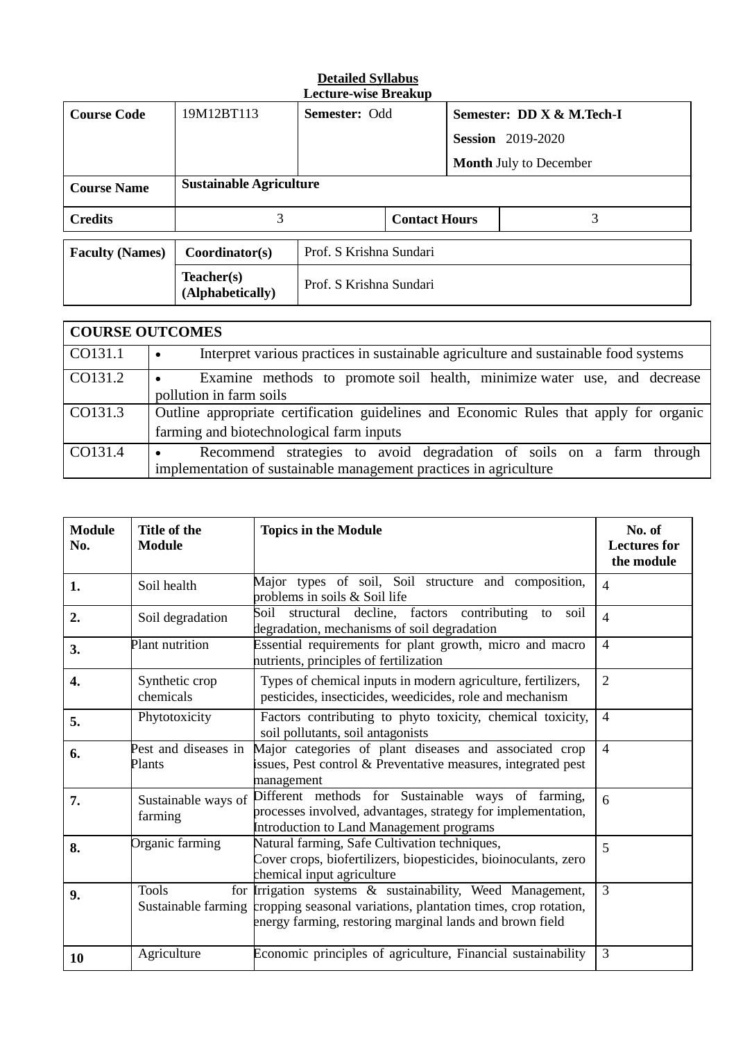**Detailed Syllabus**

**Lecture-wise Breakup**

| | | | | |
|---|---|---|---|---|
| **Course Code** | 19M12BT113 | **Semester:** Odd | | **Semester: DD X & M.Tech-I** <br> **Session** 2019-2020 <br> **Month** July to December |
| **Course Name** | **Sustainable Agriculture** | | | |
| **Credits** | 3 | | **Contact Hours** | 3 |

| | | |
|---|---|---|
| **Faculty (Names)** | **Coordinator(s)** | Prof. S Krishna Sundari |
| | **Teacher(s) (Alphabetically)** | Prof. S Krishna Sundari |

| **COURSE OUTCOMES** | |
|---|---|
| CO131.1 | • Interpret various practices in sustainable agriculture and sustainable food systems |
| CO131.2 | • Examine methods to promote soil health, minimize water use, and decrease pollution in farm soils |
| CO131.3 | Outline appropriate certification guidelines and Economic Rules that apply for organic farming and biotechnological farm inputs |
| CO131.4 | • Recommend strategies to avoid degradation of soils on a farm through implementation of sustainable management practices in agriculture |

| **Module No.** | **Title of the Module** | **Topics in the Module** | **No. of Lectures for the module** |
|---|---|---|---|
| **1.** | Soil health | Major types of soil, Soil structure and composition, problems in soils & Soil life | 4 |
| **2.** | Soil degradation | Soil structural decline, factors contributing to soil degradation, mechanisms of soil degradation | 4 |
| **3.** | Plant nutrition | Essential requirements for plant growth, micro and macro nutrients, principles of fertilization | 4 |
| **4.** | Synthetic crop chemicals | Types of chemical inputs in modern agriculture, fertilizers, pesticides, insecticides, weedicides, role and mechanism | 2 |
| **5.** | Phytotoxicity | Factors contributing to phyto toxicity, chemical toxicity, soil pollutants, soil antagonists | 4 |
| **6.** | Pest and diseases in Plants | Major categories of plant diseases and associated crop issues, Pest control & Preventative measures, integrated pest management | 4 |
| **7.** | Sustainable ways of farming | Different methods for Sustainable ways of farming, processes involved, advantages, strategy for implementation, Introduction to Land Management programs | 6 |
| **8.** | Organic farming | Natural farming, Safe Cultivation techniques, Cover crops, biofertilizers, biopesticides, bioinoculants, zero chemical input agriculture | 5 |
| **9.** | Tools for Sustainable farming | Irrigation systems & sustainability, Weed Management, cropping seasonal variations, plantation times, crop rotation, energy farming, restoring marginal lands and brown field | 3 |
| **10** | Agriculture | Economic principles of agriculture, Financial sustainability | 3 |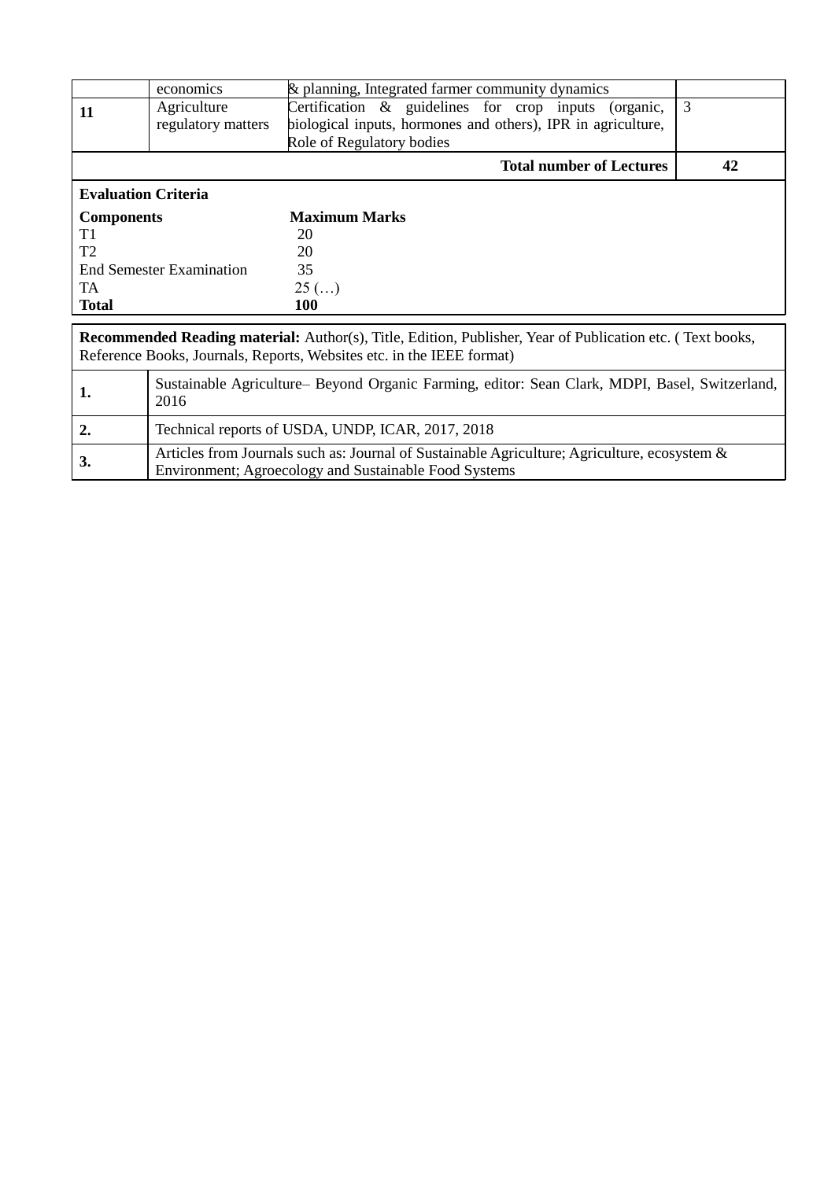| | | | |
|---|---|---|---|
| | economics | & planning, Integrated farmer community dynamics | |
| **11** | Agriculture regulatory matters | Certification & guidelines for crop inputs (organic, biological inputs, hormones and others), IPR in agriculture, Role of Regulatory bodies | 3 |
| | | **Total number of Lectures** | **42** |

**Evaluation Criteria**

| **Components** | **Maximum Marks** |
|---|---|
| T1 | 20 |
| T2 | 20 |
| End Semester Examination | 35 |
| TA | 25 (…) |
| **Total** | **100** |

**Recommended Reading material:** Author(s), Title, Edition, Publisher, Year of Publication etc. ( Text books, Reference Books, Journals, Reports, Websites etc. in the IEEE format)

| | |
|---|---|
| **1.** | Sustainable Agriculture– Beyond Organic Farming, editor: Sean Clark, MDPI, Basel, Switzerland, 2016 |
| **2.** | Technical reports of USDA, UNDP, ICAR, 2017, 2018 |
| **3.** | Articles from Journals such as: Journal of Sustainable Agriculture; Agriculture, ecosystem & Environment; Agroecology and Sustainable Food Systems |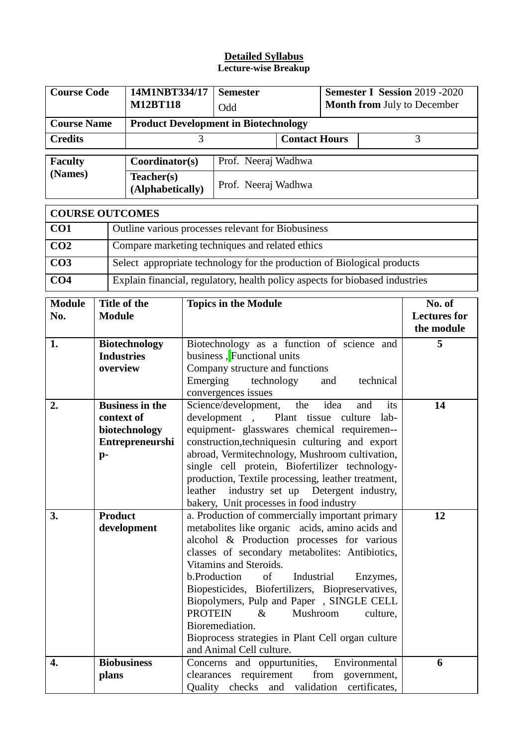**Detailed Syllabus**
**Lecture-wise Breakup**

| | | | |
|---|---|---|---|
| **Course Code** | **14M1NBT334/17 M12BT118** | **Semester** Odd | **Semester I Session** 2019 -2020 **Month from** July to December |
| **Course Name** | **Product Development in Biotechnology** | | |
| **Credits** | 3 | **Contact Hours** | 3 |

| | | |
|---|---|---|
| **Faculty (Names)** | **Coordinator(s)** | Prof. Neeraj Wadhwa |
| | **Teacher(s) (Alphabetically)** | Prof. Neeraj Wadhwa |

| **COURSE OUTCOMES** | |
|---|---|
| **CO1** | Outline various processes relevant for Biobusiness |
| **CO2** | Compare marketing techniques and related ethics |
| **CO3** | Select appropriate technology for the production of Biological products |
| **CO4** | Explain financial, regulatory, health policy aspects for biobased industries |

| **Module No.** | **Title of the Module** | **Topics in the Module** | **No. of Lectures for the module** |
|---|---|---|---|
| **1.** | **Biotechnology Industries overview** | Biotechnology as a function of science and business , Functional units Company structure and functions Emerging technology and technical convergences issues | **5** |
| **2.** | **Business in the context of biotechnology Entrepreneurship-** | Science/development, the idea and its development , Plant tissue culture lab-equipment- glasswares chemical requiremen--construction,techniquesin culturing and export abroad, Vermitechnology, Mushroom cultivation, single cell protein, Biofertilizer technology-production, Textile processing, leather treatment, leather industry set up Detergent industry, bakery, Unit processes in food industry | **14** |
| **3.** | **Product development** | a. Production of commercially important primary metabolites like organic acids, amino acids and alcohol & Production processes for various classes of secondary metabolites: Antibiotics, Vitamins and Steroids. b.Production of Industrial Enzymes, Biopesticides, Biofertilizers, Biopreservatives, Biopolymers, Pulp and Paper , SINGLE CELL PROTEIN & Mushroom culture, Bioremediation. Bioprocess strategies in Plant Cell organ culture and Animal Cell culture. | **12** |
| **4.** | **Biobusiness plans** | Concerns and oppurtunities, Environmental clearances requirement from government, Quality checks and validation certificates, | **6** |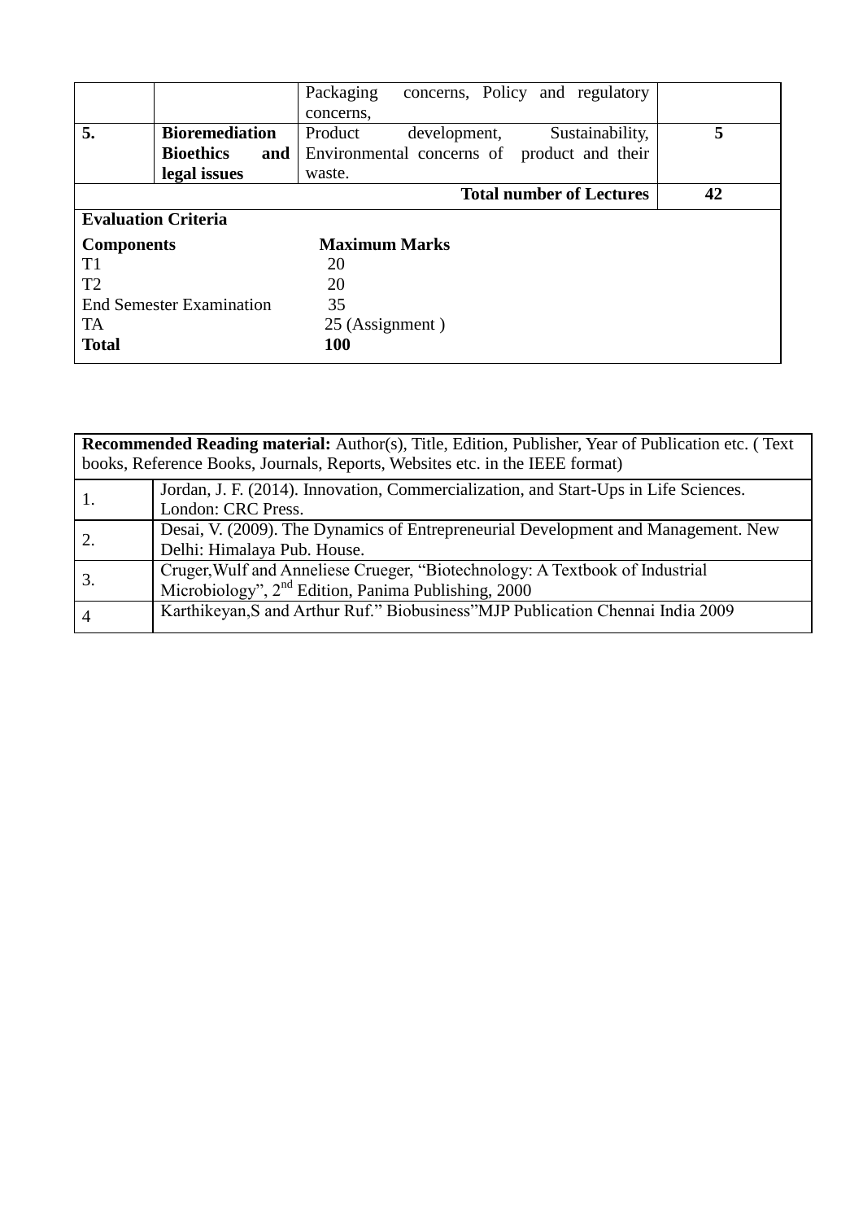| | | | |
|---|---|---|---|
| | | Packaging concerns, Policy and regulatory concerns, | |
| **5.** | **Bioremediation Bioethics and legal issues** | Product development, Sustainability, Environmental concerns of product and their waste. | **5** |
| | | **Total number of Lectures** | **42** |

**Evaluation Criteria**

| **Components** | **Maximum Marks** |
|---|---|
| T1 | 20 |
| T2 | 20 |
| End Semester Examination | 35 |
| TA | 25 (Assignment ) |
| **Total** | **100** |

| **Recommended Reading material:** Author(s), Title, Edition, Publisher, Year of Publication etc. ( Text books, Reference Books, Journals, Reports, Websites etc. in the IEEE format) | |
|---|---|
| 1. | Jordan, J. F. (2014). Innovation, Commercialization, and Start-Ups in Life Sciences. London: CRC Press. |
| 2. | Desai, V. (2009). The Dynamics of Entrepreneurial Development and Management. New Delhi: Himalaya Pub. House. |
| 3. | Cruger,Wulf and Anneliese Crueger, "Biotechnology: A Textbook of Industrial Microbiology", 2nd Edition, Panima Publishing, 2000 |
| 4 | Karthikeyan,S and Arthur Ruf." Biobusiness"MJP Publication Chennai India 2009 |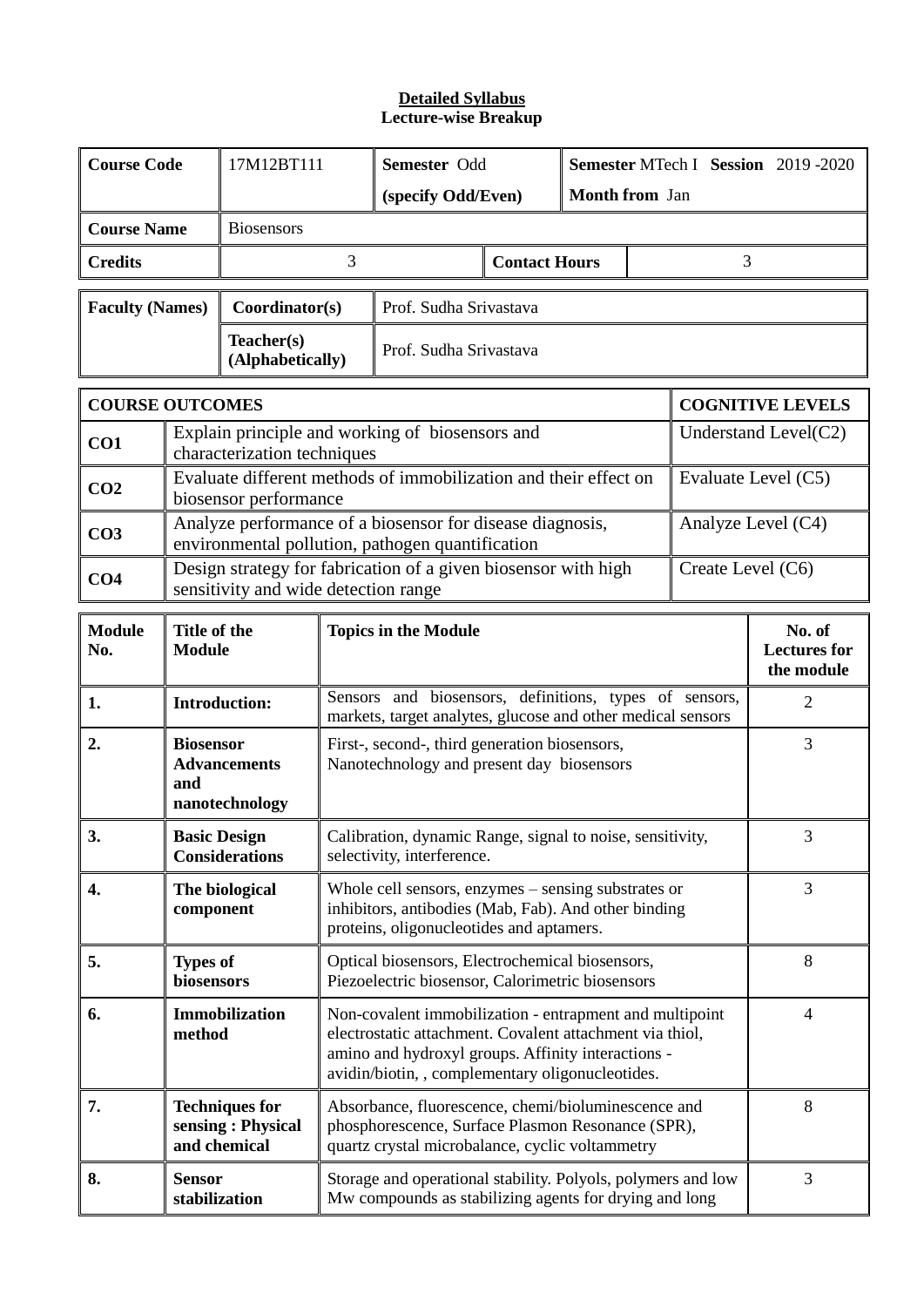**Detailed Syllabus**
**Lecture-wise Breakup**

| **Course Code** | 17M12BT111 | **Semester** Odd (specify Odd/Even) | **Semester** MTech I **Session** 2019 -2020 **Month from** Jan |
|---|---|---|---|
| **Course Name** | Biosensors | | |
| **Credits** | 3 | **Contact Hours** | 3 |

| **Faculty (Names)** | **Coordinator(s)** | Prof. Sudha Srivastava |
|---|---|---|
| | **Teacher(s) (Alphabetically)** | Prof. Sudha Srivastava |

| **COURSE OUTCOMES** | | **COGNITIVE LEVELS** |
|---|---|---|
| **CO1** | Explain principle and working of biosensors and characterization techniques | Understand Level(C2) |
| **CO2** | Evaluate different methods of immobilization and their effect on biosensor performance | Evaluate Level (C5) |
| **CO3** | Analyze performance of a biosensor for disease diagnosis, environmental pollution, pathogen quantification | Analyze Level (C4) |
| **CO4** | Design strategy for fabrication of a given biosensor with high sensitivity and wide detection range | Create Level (C6) |

| **Module No.** | **Title of the Module** | **Topics in the Module** | **No. of Lectures for the module** |
|---|---|---|---|
| **1.** | **Introduction:** | Sensors and biosensors, definitions, types of sensors, markets, target analytes, glucose and other medical sensors | 2 |
| **2.** | **Biosensor Advancements and nanotechnology** | First-, second-, third generation biosensors, Nanotechnology and present day biosensors | 3 |
| **3.** | **Basic Design Considerations** | Calibration, dynamic Range, signal to noise, sensitivity, selectivity, interference. | 3 |
| **4.** | **The biological component** | Whole cell sensors, enzymes – sensing substrates or inhibitors, antibodies (Mab, Fab). And other binding proteins, oligonucleotides and aptamers. | 3 |
| **5.** | **Types of biosensors** | Optical biosensors, Electrochemical biosensors, Piezoelectric biosensor, Calorimetric biosensors | 8 |
| **6.** | **Immobilization method** | Non-covalent immobilization - entrapment and multipoint electrostatic attachment. Covalent attachment via thiol, amino and hydroxyl groups. Affinity interactions - avidin/biotin, , complementary oligonucleotides. | 4 |
| **7.** | **Techniques for sensing : Physical and chemical** | Absorbance, fluorescence, chemi/bioluminescence and phosphorescence, Surface Plasmon Resonance (SPR), quartz crystal microbalance, cyclic voltammetry | 8 |
| **8.** | **Sensor stabilization** | Storage and operational stability. Polyols, polymers and low Mw compounds as stabilizing agents for drying and long | 3 |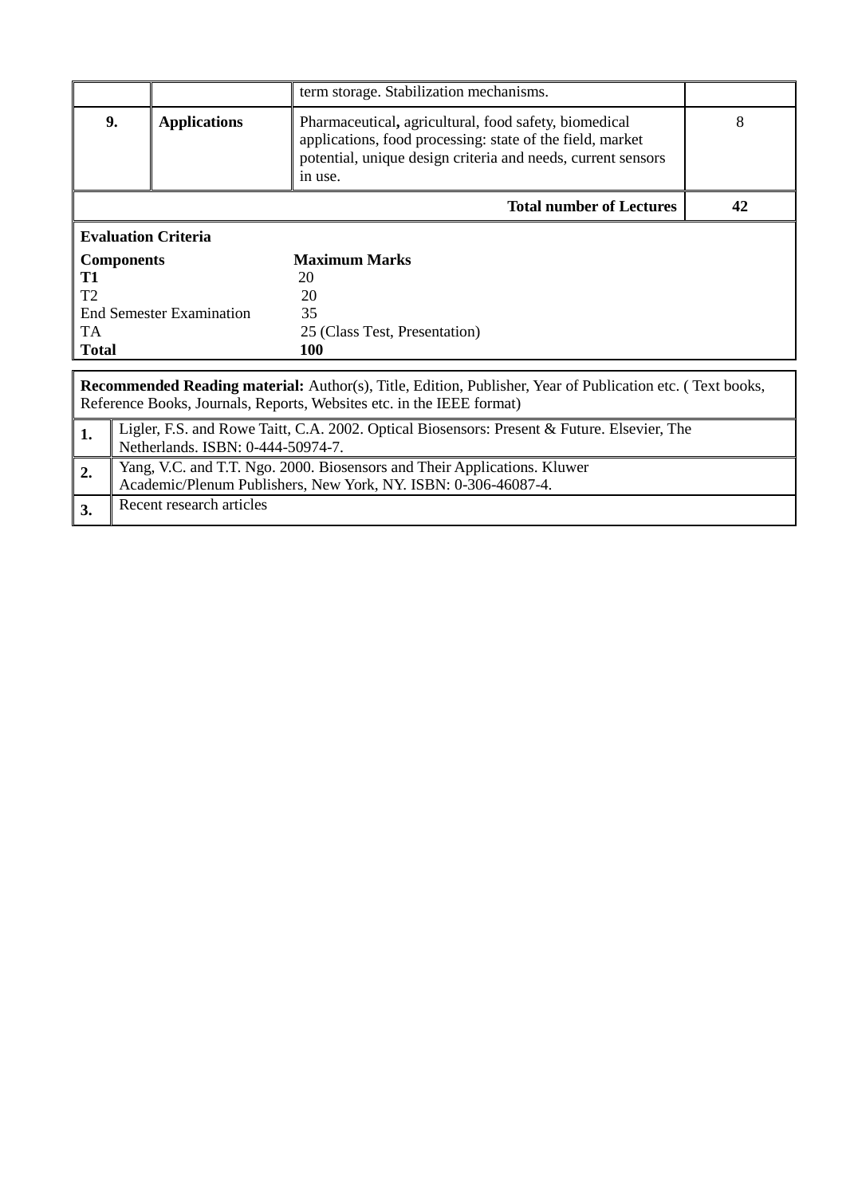| | | | |
|---|---|---|---|
| | | term storage. Stabilization mechanisms. | |
| **9.** | **Applications** | Pharmaceutical**,** agricultural, food safety, biomedical applications, food processing: state of the field, market potential, unique design criteria and needs, current sensors in use. | 8 |
| | | **Total number of Lectures** | **42** |

**Evaluation Criteria**

| **Components** | **Maximum Marks** |
|---|---|
| **T1** | 20 |
| T2 | 20 |
| End Semester Examination | 35 |
| TA | 25 (Class Test, Presentation) |
| **Total** | **100** |

**Recommended Reading material:** Author(s), Title, Edition, Publisher, Year of Publication etc. ( Text books, Reference Books, Journals, Reports, Websites etc. in the IEEE format)

| | |
|---|---|
| **1.** | Ligler, F.S. and Rowe Taitt, C.A. 2002. Optical Biosensors: Present & Future. Elsevier, The Netherlands. ISBN: 0-444-50974-7. |
| **2.** | Yang, V.C. and T.T. Ngo. 2000. Biosensors and Their Applications. Kluwer Academic/Plenum Publishers, New York, NY. ISBN: 0-306-46087-4. |
| **3.** | Recent research articles |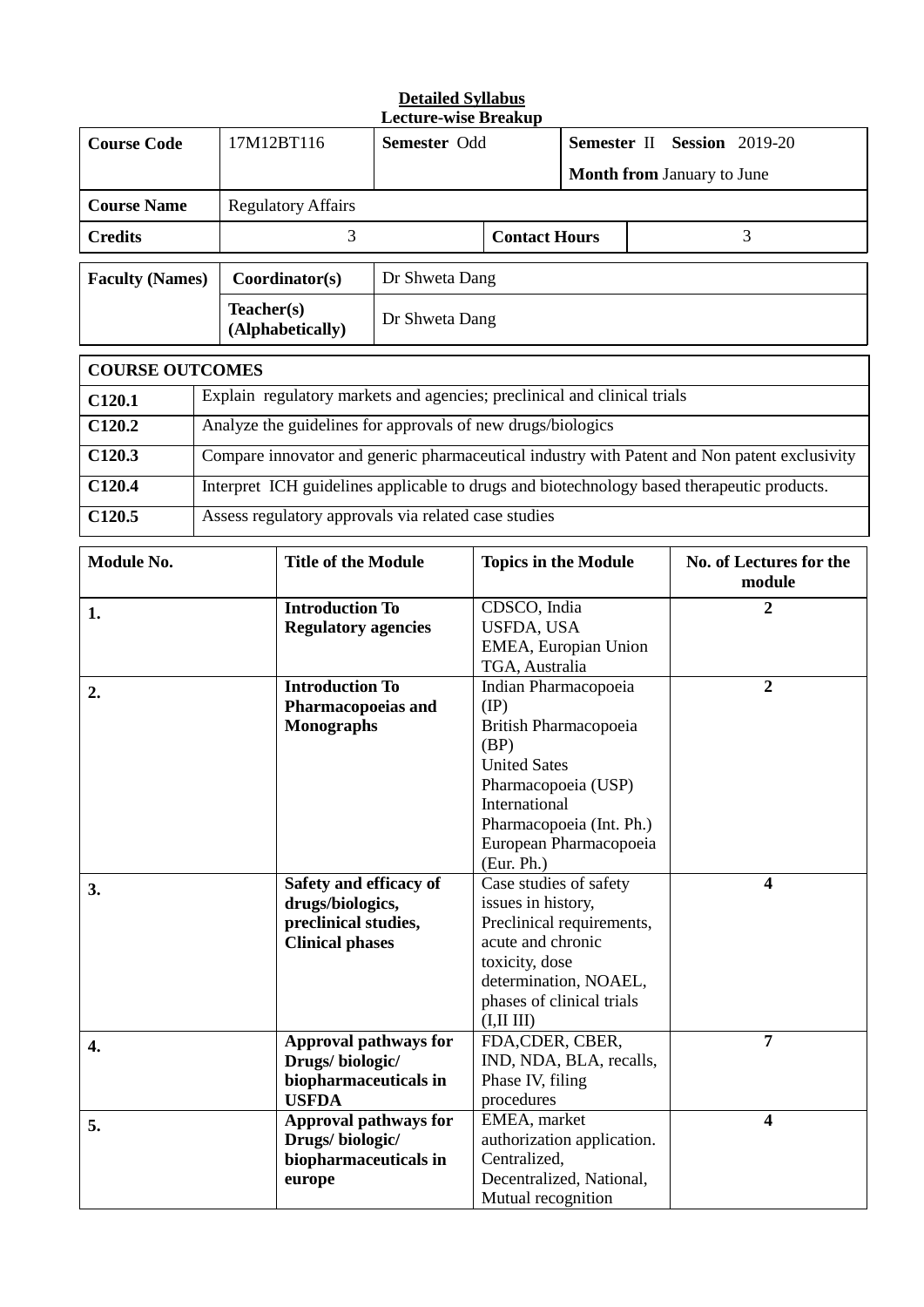**Detailed Syllabus**

**Lecture-wise Breakup**

| **Course Code** | 17M12BT116 | **Semester** Odd | **Semester** II **Session** 2019-20<br>**Month from** January to June |
|---|---|---|---|
| **Course Name** | Regulatory Affairs | | |
| **Credits** | 3 | **Contact Hours** | 3 |

| **Faculty (Names)** | **Coordinator(s)** | Dr Shweta Dang |
|---|---|---|
| | **Teacher(s) (Alphabetically)** | Dr Shweta Dang |

| **COURSE OUTCOMES** | |
|---|---|
| **C120.1** | Explain regulatory markets and agencies; preclinical and clinical trials |
| **C120.2** | Analyze the guidelines for approvals of new drugs/biologics |
| **C120.3** | Compare innovator and generic pharmaceutical industry with Patent and Non patent exclusivity |
| **C120.4** | Interpret ICH guidelines applicable to drugs and biotechnology based therapeutic products. |
| **C120.5** | Assess regulatory approvals via related case studies |

| **Module No.** | **Title of the Module** | **Topics in the Module** | **No. of Lectures for the module** |
|---|---|---|---|
| **1.** | **Introduction To Regulatory agencies** | CDSCO, India<br>USFDA, USA<br>EMEA, Europian Union<br>TGA, Australia | **2** |
| **2.** | **Introduction To Pharmacopoeias and Monographs** | Indian Pharmacopoeia (IP)<br>British Pharmacopoeia (BP)<br>United Sates Pharmacopoeia (USP)<br>International Pharmacopoeia (Int. Ph.)<br>European Pharmacopoeia (Eur. Ph.) | **2** |
| **3.** | **Safety and efficacy of drugs/biologics, preclinical studies, Clinical phases** | Case studies of safety issues in history, Preclinical requirements, acute and chronic toxicity, dose determination, NOAEL, phases of clinical trials (I,II III) | **4** |
| **4.** | **Approval pathways for Drugs/ biologic/ biopharmaceuticals in USFDA** | FDA,CDER, CBER, IND, NDA, BLA, recalls, Phase IV, filing procedures | **7** |
| **5.** | **Approval pathways for Drugs/ biologic/ biopharmaceuticals in europe** | EMEA, market authorization application. Centralized, Decentralized, National, Mutual recognition | **4** |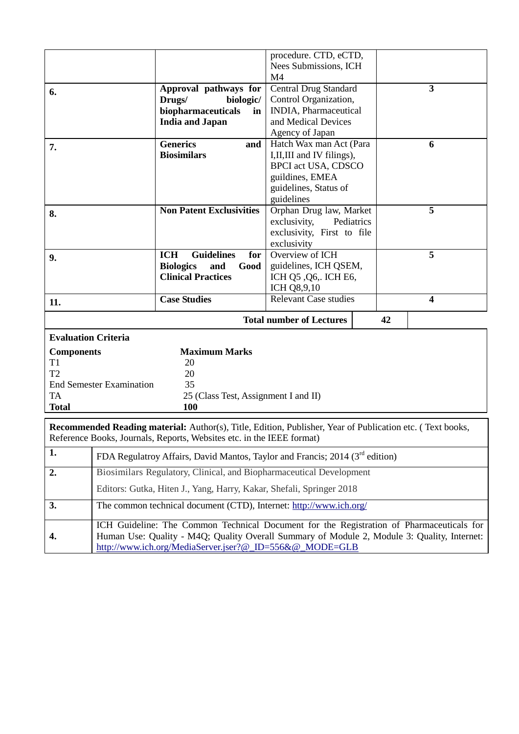| | | | |
|---|---|---|---|
| | | procedure. CTD, eCTD, Nees Submissions, ICH M4 | |
| 6. | **Approval pathways for Drugs/ biologic/ biopharmaceuticals in India and Japan** | Central Drug Standard Control Organization, INDIA, Pharmaceutical and Medical Devices Agency of Japan | 3 |
| 7. | **Generics and Biosimilars** | Hatch Wax man Act (Para I,II,III and IV filings), BPCI act USA, CDSCO guildines, EMEA guidelines, Status of guidelines | 6 |
| 8. | **Non Patent Exclusivities** | Orphan Drug law, Market exclusivity, Pediatrics exclusivity, First to file exclusivity | 5 |
| 9. | **ICH Guidelines for Biologics and Good Clinical Practices** | Overview of ICH guidelines, ICH QSEM, ICH Q5 ,Q6,. ICH E6, ICH Q8,9,10 | 5 |
| 11. | **Case Studies** | Relevant Case studies | 4 |
| | | **Total number of Lectures** | **42** |

**Evaluation Criteria**

| **Components** | **Maximum Marks** |
|---|---|
| T1 | 20 |
| T2 | 20 |
| End Semester Examination | 35 |
| TA | 25 (Class Test, Assignment I and II) |
| **Total** | **100** |

**Recommended Reading material:** Author(s), Title, Edition, Publisher, Year of Publication etc. ( Text books, Reference Books, Journals, Reports, Websites etc. in the IEEE format)

| | |
|---|---|
| **1.** | FDA Regulatroy Affairs, David Mantos, Taylor and Francis; 2014 (3rd edition) |
| **2.** | Biosimilars Regulatory, Clinical, and Biopharmaceutical Development<br>Editors: Gutka, Hiten J., Yang, Harry, Kakar, Shefali, Springer 2018 |
| **3.** | The common technical document (CTD), Internet: http://www.ich.org/ |
| **4.** | ICH Guideline: The Common Technical Document for the Registration of Pharmaceuticals for Human Use: Quality - M4Q; Quality Overall Summary of Module 2, Module 3: Quality, Internet: http://www.ich.org/MediaServer.jser?@_ID=556&@_MODE=GLB |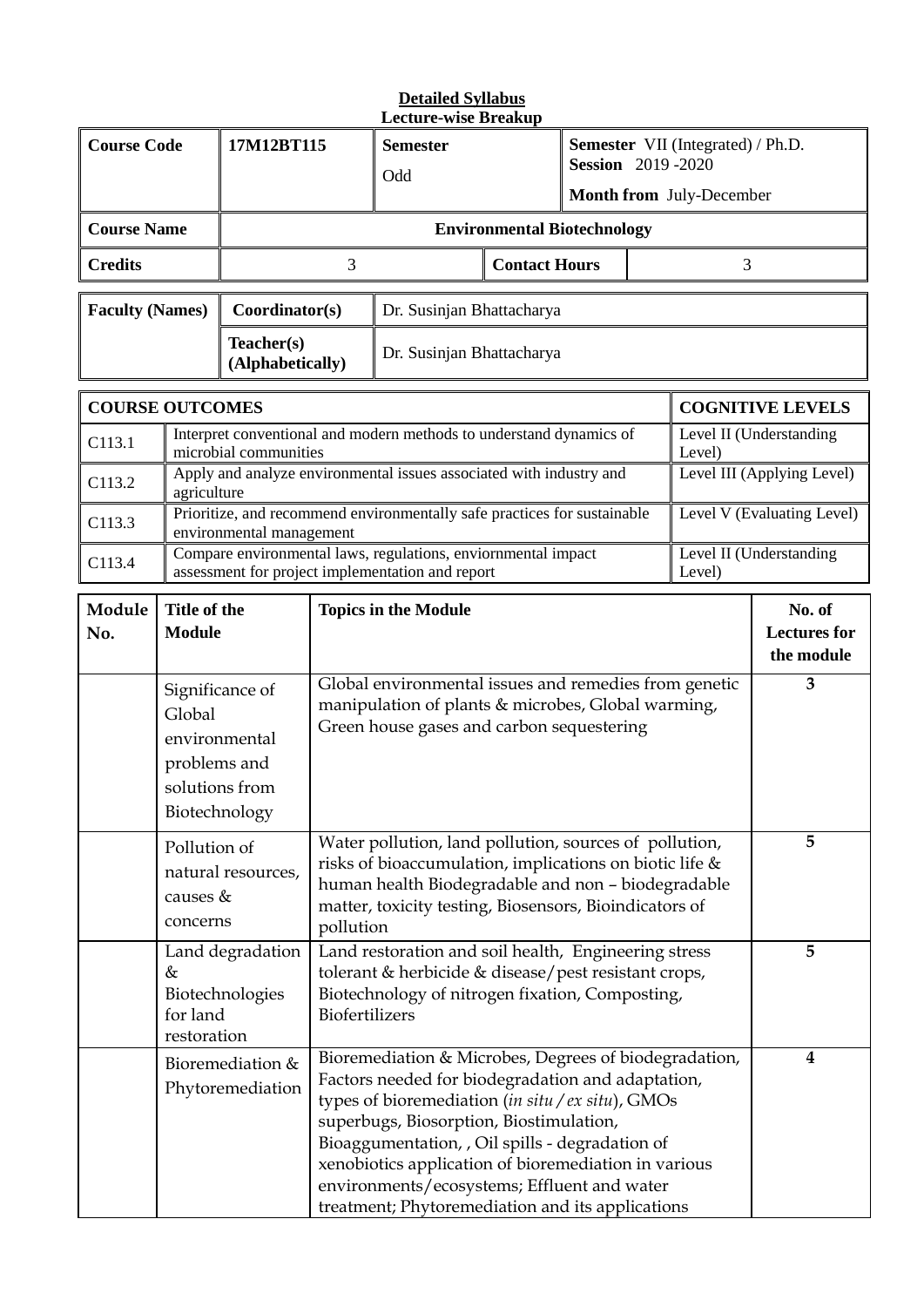**Detailed Syllabus**
**Lecture-wise Breakup**

| | | | | |
|---|---|---|---|---|
| **Course Code** | **17M12BT115** | **Semester** Odd | | **Semester** VII (Integrated) / Ph.D. **Session** 2019 -2020 **Month from** July-December |
| **Course Name** | **Environmental Biotechnology** | | | |
| **Credits** | 3 | | **Contact Hours** | 3 |

| | | |
|---|---|---|
| **Faculty (Names)** | **Coordinator(s)** | Dr. Susinjan Bhattacharya |
| | **Teacher(s) (Alphabetically)** | Dr. Susinjan Bhattacharya |

| **COURSE OUTCOMES** | | **COGNITIVE LEVELS** |
|---|---|---|
| C113.1 | Interpret conventional and modern methods to understand dynamics of microbial communities | Level II (Understanding Level) |
| C113.2 | Apply and analyze environmental issues associated with industry and agriculture | Level III (Applying Level) |
| C113.3 | Prioritize, and recommend environmentally safe practices for sustainable environmental management | Level V (Evaluating Level) |
| C113.4 | Compare environmental laws, regulations, enviornmental impact assessment for project implementation and report | Level II (Understanding Level) |

| Module No. | Title of the Module | Topics in the Module | No. of Lectures for the module |
|---|---|---|---|
| | Significance of Global environmental problems and solutions from Biotechnology | Global environmental issues and remedies from genetic manipulation of plants & microbes, Global warming, Green house gases and carbon sequestering | 3 |
| | Pollution of natural resources, causes & concerns | Water pollution, land pollution, sources of pollution, risks of bioaccumulation, implications on biotic life & human health Biodegradable and non – biodegradable matter, toxicity testing, Biosensors, Bioindicators of pollution | 5 |
| | Land degradation & Biotechnologies for land restoration | Land restoration and soil health, Engineering stress tolerant & herbicide & disease/pest resistant crops, Biotechnology of nitrogen fixation, Composting, Biofertilizers | 5 |
| | Bioremediation & Phytoremediation | Bioremediation & Microbes, Degrees of biodegradation, Factors needed for biodegradation and adaptation, types of bioremediation (*in situ / ex situ*), GMOs superbugs, Biosorption, Biostimulation, Bioaggumentation, , Oil spills - degradation of xenobiotics application of bioremediation in various environments/ecosystems; Effluent and water treatment; Phytoremediation and its applications | 4 |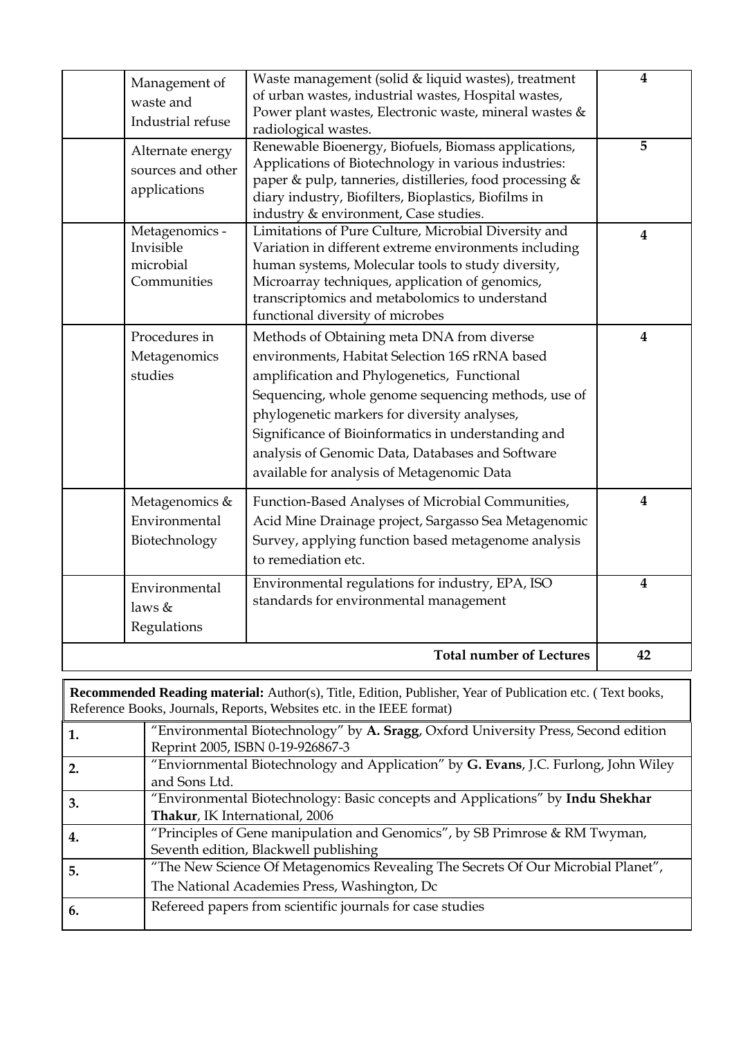| | | | |
|---|---|---|---|
| | Management of waste and Industrial refuse | Waste management (solid & liquid wastes), treatment of urban wastes, industrial wastes, Hospital wastes, Power plant wastes, Electronic waste, mineral wastes & radiological wastes. | 4 |
| | Alternate energy sources and other applications | Renewable Bioenergy, Biofuels, Biomass applications, Applications of Biotechnology in various industries: paper & pulp, tanneries, distilleries, food processing & diary industry, Biofilters, Bioplastics, Biofilms in industry & environment, Case studies. | 5 |
| | Metagenomics - Invisible microbial Communities | Limitations of Pure Culture, Microbial Diversity and Variation in different extreme environments including human systems, Molecular tools to study diversity, Microarray techniques, application of genomics, transcriptomics and metabolomics to understand functional diversity of microbes | 4 |
| | Procedures in Metagenomics studies | Methods of Obtaining meta DNA from diverse environments, Habitat Selection 16S rRNA based amplification and Phylogenetics, Functional Sequencing, whole genome sequencing methods, use of phylogenetic markers for diversity analyses, Significance of Bioinformatics in understanding and analysis of Genomic Data, Databases and Software available for analysis of Metagenomic Data | 4 |
| | Metagenomics & Environmental Biotechnology | Function-Based Analyses of Microbial Communities, Acid Mine Drainage project, Sargasso Sea Metagenomic Survey, applying function based metagenome analysis to remediation etc. | 4 |
| | Environmental laws & Regulations | Environmental regulations for industry, EPA, ISO standards for environmental management | 4 |
| | | **Total number of Lectures** | **42** |

**Recommended Reading material:** Author(s), Title, Edition, Publisher, Year of Publication etc. ( Text books, Reference Books, Journals, Reports, Websites etc. in the IEEE format)

| | |
|---|---|
| **1.** | "Environmental Biotechnology" by **A. Sragg**, Oxford University Press, Second edition Reprint 2005, ISBN 0-19-926867-3 |
| **2.** | "Enviornmental Biotechnology and Application" by **G. Evans**, J.C. Furlong, John Wiley and Sons Ltd. |
| **3.** | "Environmental Biotechnology: Basic concepts and Applications" by **Indu Shekhar Thakur**, IK International, 2006 |
| **4.** | "Principles of Gene manipulation and Genomics", by SB Primrose & RM Twyman, Seventh edition, Blackwell publishing |
| **5.** | "The New Science Of Metagenomics Revealing The Secrets Of Our Microbial Planet", The National Academies Press, Washington, Dc |
| **6.** | Refereed papers from scientific journals for case studies |